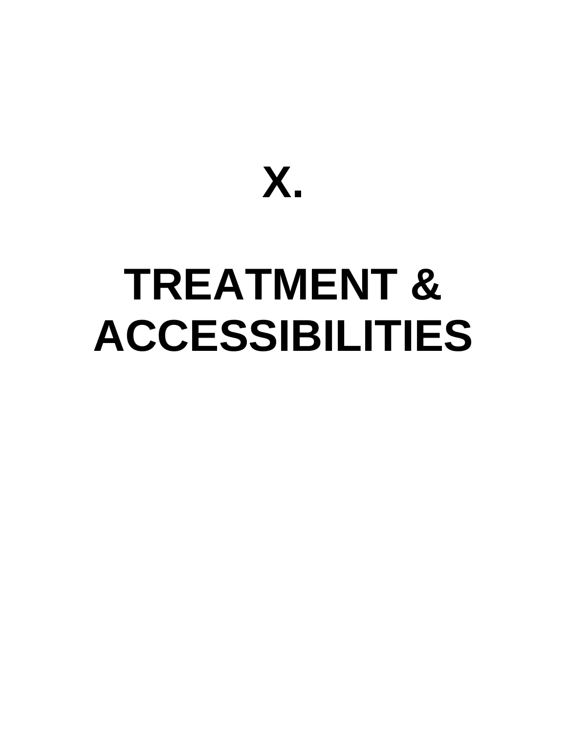# X.

# TREATMENT & ACCESSIBILITIES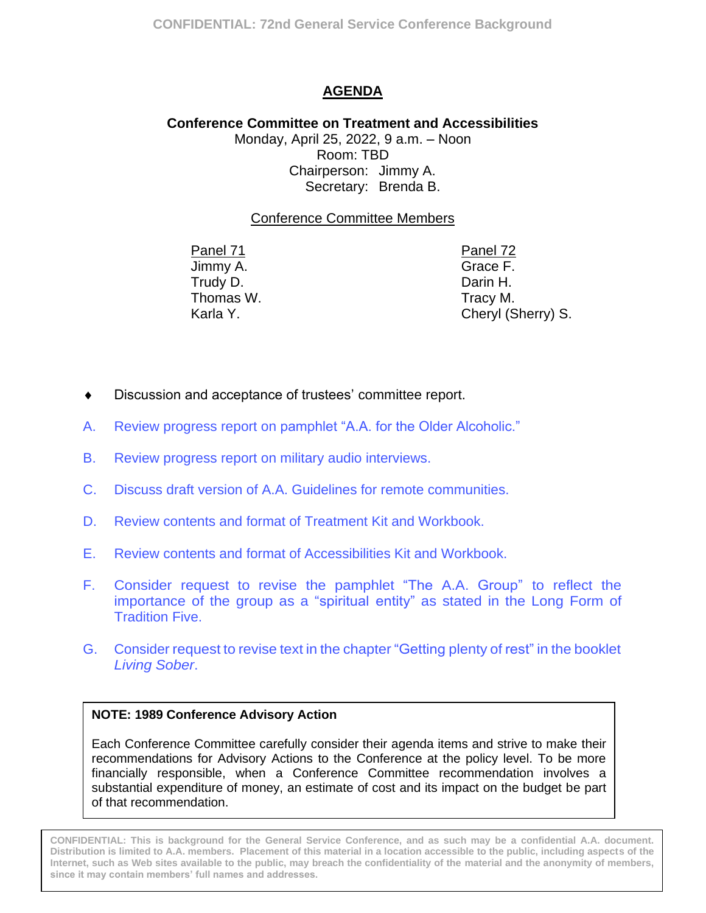# AGENDA

**Conference Committee on Treatment and Accessibilities**
Monday, April 25, 2022, 9 a.m. – Noon
Room: TBD
Chairperson: Jimmy A.
Secretary: Brenda B.

Conference Committee Members

| Panel 71 | Panel 72 |
|---|---|
| Jimmy A. | Grace F. |
| Trudy D. | Darin H. |
| Thomas W. | Tracy M. |
| Karla Y. | Cheryl (Sherry) S. |

- Discussion and acceptance of trustees' committee report.

A. Review progress report on pamphlet "A.A. for the Older Alcoholic."

B. Review progress report on military audio interviews.

C. Discuss draft version of A.A. Guidelines for remote communities.

D. Review contents and format of Treatment Kit and Workbook.

E. Review contents and format of Accessibilities Kit and Workbook.

F. Consider request to revise the pamphlet "The A.A. Group" to reflect the importance of the group as a "spiritual entity" as stated in the Long Form of Tradition Five.

G. Consider request to revise text in the chapter "Getting plenty of rest" in the booklet *Living Sober*.

**NOTE: 1989 Conference Advisory Action**

Each Conference Committee carefully consider their agenda items and strive to make their recommendations for Advisory Actions to the Conference at the policy level. To be more financially responsible, when a Conference Committee recommendation involves a substantial expenditure of money, an estimate of cost and its impact on the budget be part of that recommendation.

**CONFIDENTIAL: This is background for the General Service Conference, and as such may be a confidential A.A. document. Distribution is limited to A.A. members. Placement of this material in a location accessible to the public, including aspects of the Internet, such as Web sites available to the public, may breach the confidentiality of the material and the anonymity of members, since it may contain members' full names and addresses.**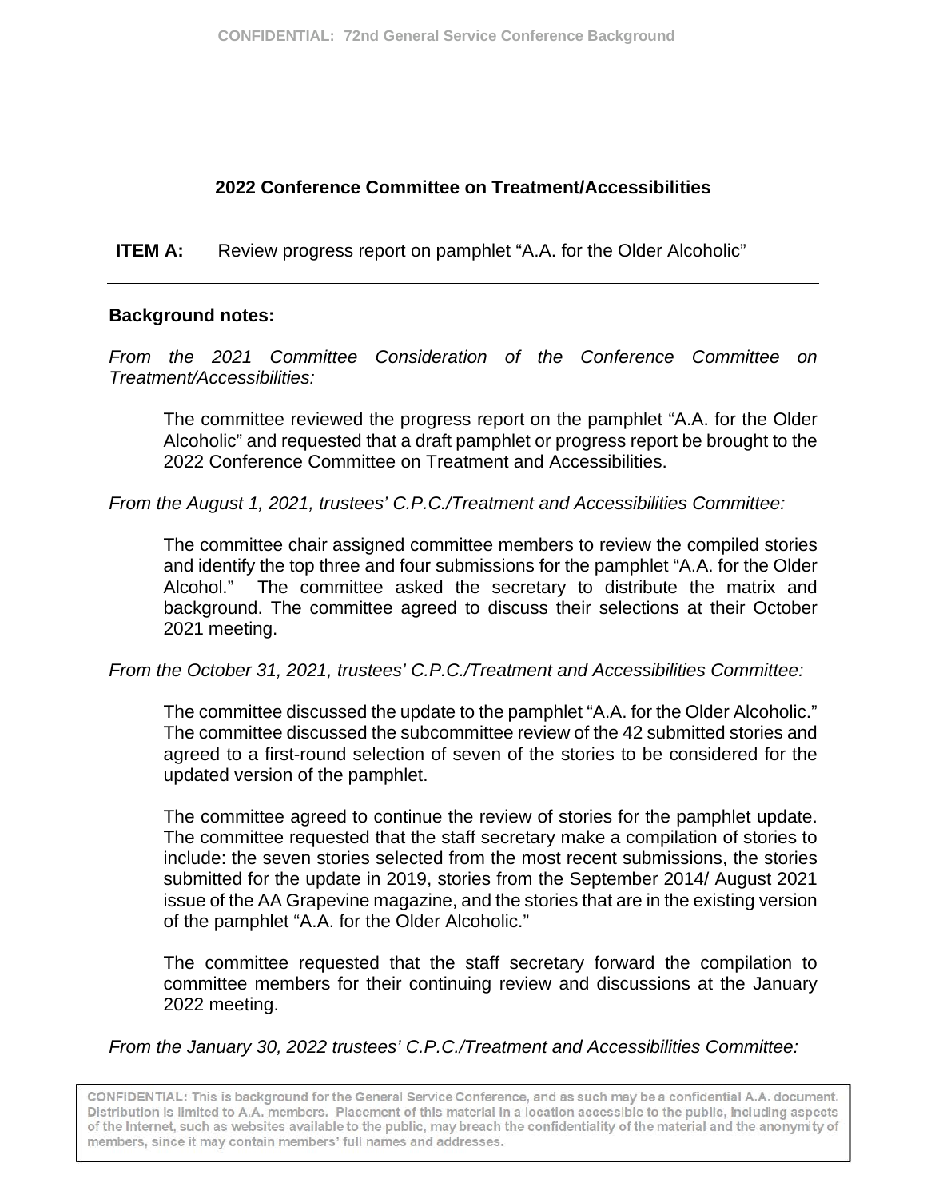## 2022 Conference Committee on Treatment/Accessibilities

**ITEM A:** Review progress report on pamphlet "A.A. for the Older Alcoholic"

---

**Background notes:**

*From the 2021 Committee Consideration of the Conference Committee on Treatment/Accessibilities:*

The committee reviewed the progress report on the pamphlet "A.A. for the Older Alcoholic" and requested that a draft pamphlet or progress report be brought to the 2022 Conference Committee on Treatment and Accessibilities.

*From the August 1, 2021, trustees' C.P.C./Treatment and Accessibilities Committee:*

The committee chair assigned committee members to review the compiled stories and identify the top three and four submissions for the pamphlet "A.A. for the Older Alcohol." The committee asked the secretary to distribute the matrix and background. The committee agreed to discuss their selections at their October 2021 meeting.

*From the October 31, 2021, trustees' C.P.C./Treatment and Accessibilities Committee:*

The committee discussed the update to the pamphlet "A.A. for the Older Alcoholic." The committee discussed the subcommittee review of the 42 submitted stories and agreed to a first-round selection of seven of the stories to be considered for the updated version of the pamphlet.

The committee agreed to continue the review of stories for the pamphlet update. The committee requested that the staff secretary make a compilation of stories to include: the seven stories selected from the most recent submissions, the stories submitted for the update in 2019, stories from the September 2014/ August 2021 issue of the AA Grapevine magazine, and the stories that are in the existing version of the pamphlet "A.A. for the Older Alcoholic."

The committee requested that the staff secretary forward the compilation to committee members for their continuing review and discussions at the January 2022 meeting.

*From the January 30, 2022 trustees' C.P.C./Treatment and Accessibilities Committee:*

CONFIDENTIAL: This is background for the General Service Conference, and as such may be a confidential A.A. document. Distribution is limited to A.A. members. Placement of this material in a location accessible to the public, including aspects of the Internet, such as websites available to the public, may breach the confidentiality of the material and the anonymity of members, since it may contain members' full names and addresses.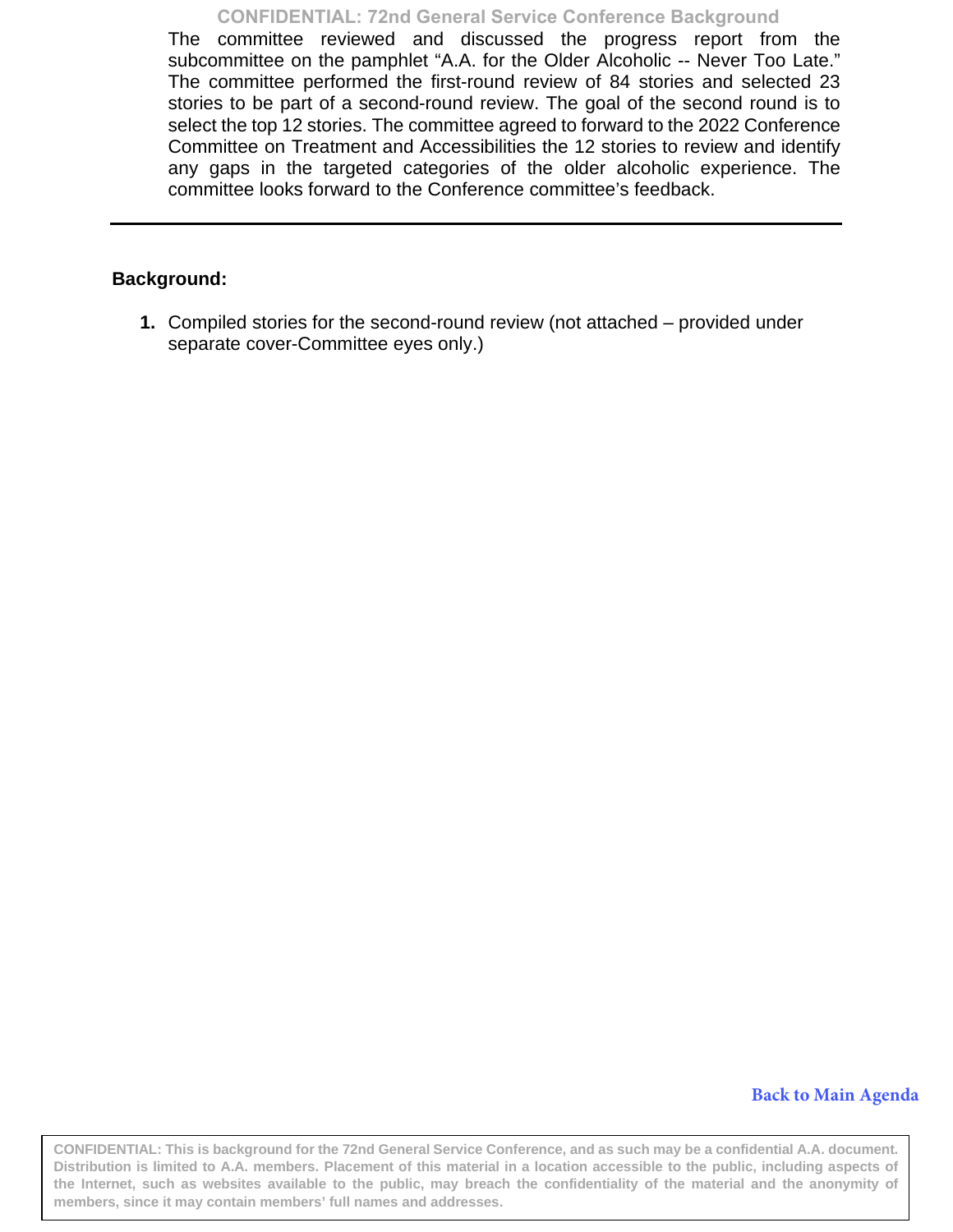The committee reviewed and discussed the progress report from the subcommittee on the pamphlet "A.A. for the Older Alcoholic -- Never Too Late." The committee performed the first-round review of 84 stories and selected 23 stories to be part of a second-round review. The goal of the second round is to select the top 12 stories. The committee agreed to forward to the 2022 Conference Committee on Treatment and Accessibilities the 12 stories to review and identify any gaps in the targeted categories of the older alcoholic experience. The committee looks forward to the Conference committee's feedback.

---

**Background:**

1. Compiled stories for the second-round review (not attached – provided under separate cover-Committee eyes only.)

Back to Main Agenda

CONFIDENTIAL: This is background for the 72nd General Service Conference, and as such may be a confidential A.A. document. Distribution is limited to A.A. members. Placement of this material in a location accessible to the public, including aspects of the Internet, such as websites available to the public, may breach the confidentiality of the material and the anonymity of members, since it may contain members' full names and addresses.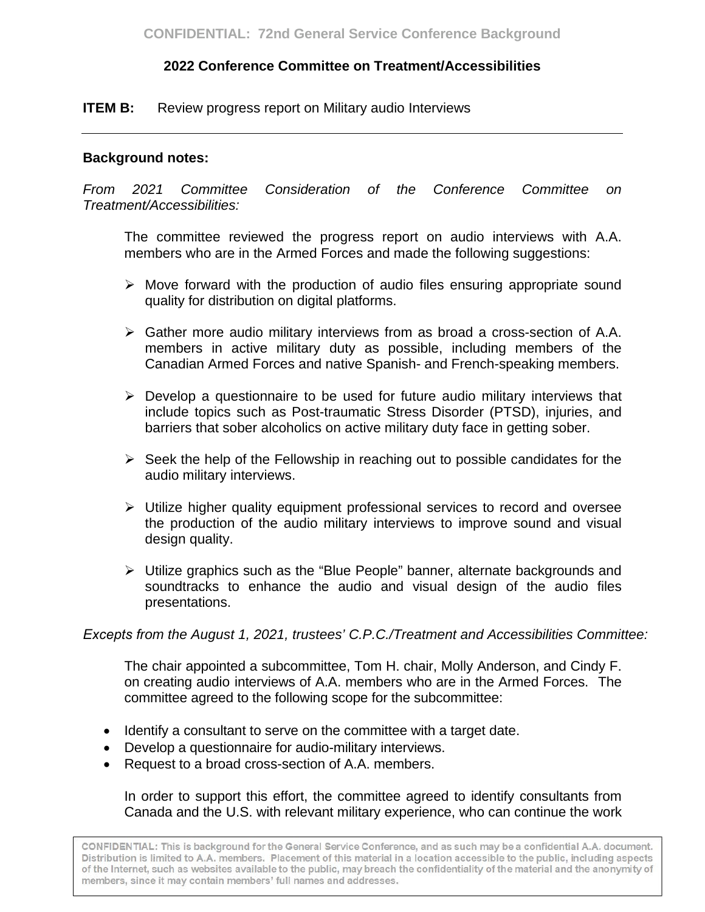**2022 Conference Committee on Treatment/Accessibilities**

**ITEM B:** Review progress report on Military audio Interviews

---

**Background notes:**

*From 2021 Committee Consideration of the Conference Committee on Treatment/Accessibilities:*

The committee reviewed the progress report on audio interviews with A.A. members who are in the Armed Forces and made the following suggestions:

- Move forward with the production of audio files ensuring appropriate sound quality for distribution on digital platforms.
- Gather more audio military interviews from as broad a cross-section of A.A. members in active military duty as possible, including members of the Canadian Armed Forces and native Spanish- and French-speaking members.
- Develop a questionnaire to be used for future audio military interviews that include topics such as Post-traumatic Stress Disorder (PTSD), injuries, and barriers that sober alcoholics on active military duty face in getting sober.
- Seek the help of the Fellowship in reaching out to possible candidates for the audio military interviews.
- Utilize higher quality equipment professional services to record and oversee the production of the audio military interviews to improve sound and visual design quality.
- Utilize graphics such as the "Blue People" banner, alternate backgrounds and soundtracks to enhance the audio and visual design of the audio files presentations.

*Excepts from the August 1, 2021, trustees' C.P.C./Treatment and Accessibilities Committee:*

The chair appointed a subcommittee, Tom H. chair, Molly Anderson, and Cindy F. on creating audio interviews of A.A. members who are in the Armed Forces. The committee agreed to the following scope for the subcommittee:

- Identify a consultant to serve on the committee with a target date.
- Develop a questionnaire for audio-military interviews.
- Request to a broad cross-section of A.A. members.

In order to support this effort, the committee agreed to identify consultants from Canada and the U.S. with relevant military experience, who can continue the work

CONFIDENTIAL: This is background for the General Service Conference, and as such may be a confidential A.A. document. Distribution is limited to A.A. members. Placement of this material in a location accessible to the public, including aspects of the Internet, such as websites available to the public, may breach the confidentiality of the material and the anonymity of members, since it may contain members' full names and addresses.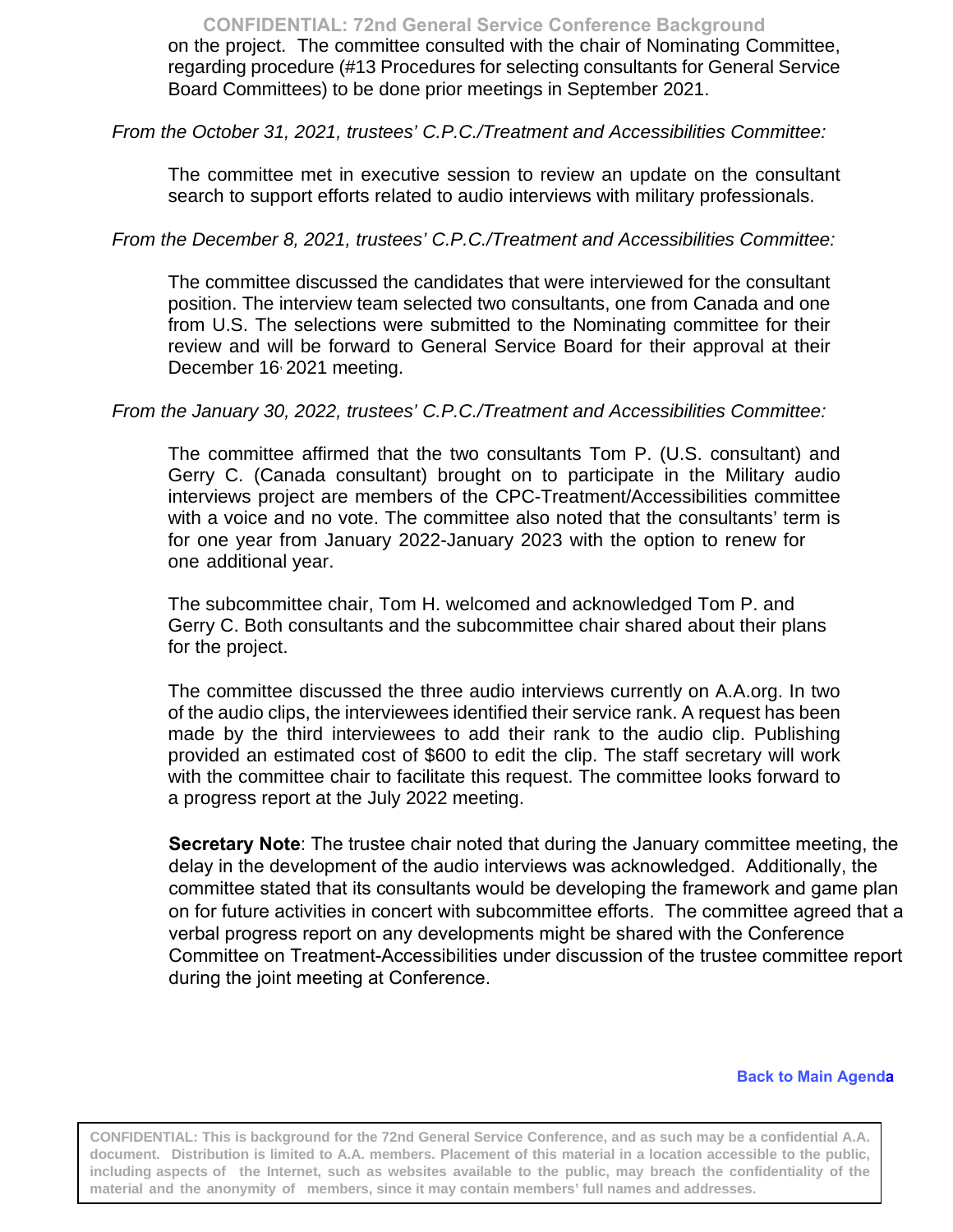on the project. The committee consulted with the chair of Nominating Committee, regarding procedure (#13 Procedures for selecting consultants for General Service Board Committees) to be done prior meetings in September 2021.

*From the October 31, 2021, trustees' C.P.C./Treatment and Accessibilities Committee:*

The committee met in executive session to review an update on the consultant search to support efforts related to audio interviews with military professionals.

*From the December 8, 2021, trustees' C.P.C./Treatment and Accessibilities Committee:*

The committee discussed the candidates that were interviewed for the consultant position. The interview team selected two consultants, one from Canada and one from U.S. The selections were submitted to the Nominating committee for their review and will be forward to General Service Board for their approval at their December 16, 2021 meeting.

*From the January 30, 2022, trustees' C.P.C./Treatment and Accessibilities Committee:*

The committee affirmed that the two consultants Tom P. (U.S. consultant) and Gerry C. (Canada consultant) brought on to participate in the Military audio interviews project are members of the CPC-Treatment/Accessibilities committee with a voice and no vote. The committee also noted that the consultants' term is for one year from January 2022-January 2023 with the option to renew for one additional year.

The subcommittee chair, Tom H. welcomed and acknowledged Tom P. and Gerry C. Both consultants and the subcommittee chair shared about their plans for the project.

The committee discussed the three audio interviews currently on A.A.org. In two of the audio clips, the interviewees identified their service rank. A request has been made by the third interviewees to add their rank to the audio clip. Publishing provided an estimated cost of $600 to edit the clip. The staff secretary will work with the committee chair to facilitate this request. The committee looks forward to a progress report at the July 2022 meeting.

**Secretary Note**: The trustee chair noted that during the January committee meeting, the delay in the development of the audio interviews was acknowledged. Additionally, the committee stated that its consultants would be developing the framework and game plan on for future activities in concert with subcommittee efforts. The committee agreed that a verbal progress report on any developments might be shared with the Conference Committee on Treatment-Accessibilities under discussion of the trustee committee report during the joint meeting at Conference.

Back to Main Agenda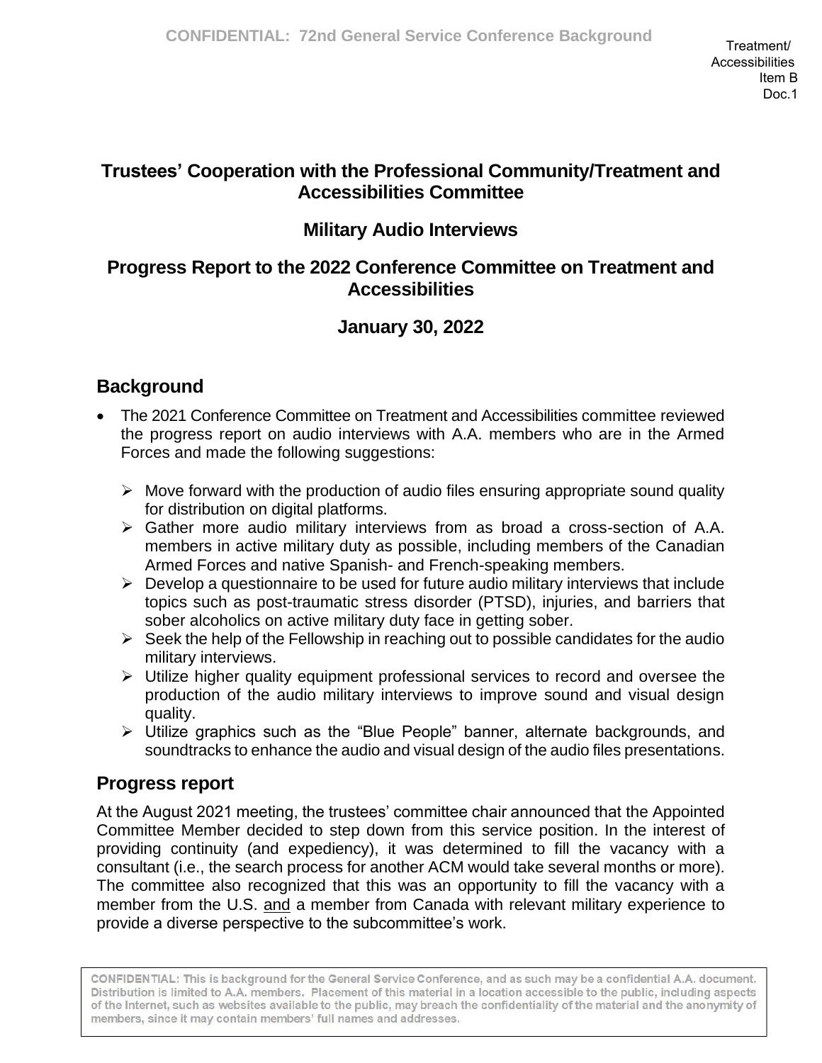Treatment/
Accessibilities
Item B
Doc.1

## Trustees' Cooperation with the Professional Community/Treatment and Accessibilities Committee

## Military Audio Interviews

## Progress Report to the 2022 Conference Committee on Treatment and Accessibilities

## January 30, 2022

### Background

- The 2021 Conference Committee on Treatment and Accessibilities committee reviewed the progress report on audio interviews with A.A. members who are in the Armed Forces and made the following suggestions:
  - Move forward with the production of audio files ensuring appropriate sound quality for distribution on digital platforms.
  - Gather more audio military interviews from as broad a cross-section of A.A. members in active military duty as possible, including members of the Canadian Armed Forces and native Spanish- and French-speaking members.
  - Develop a questionnaire to be used for future audio military interviews that include topics such as post-traumatic stress disorder (PTSD), injuries, and barriers that sober alcoholics on active military duty face in getting sober.
  - Seek the help of the Fellowship in reaching out to possible candidates for the audio military interviews.
  - Utilize higher quality equipment professional services to record and oversee the production of the audio military interviews to improve sound and visual design quality.
  - Utilize graphics such as the "Blue People" banner, alternate backgrounds, and soundtracks to enhance the audio and visual design of the audio files presentations.

### Progress report

At the August 2021 meeting, the trustees' committee chair announced that the Appointed Committee Member decided to step down from this service position. In the interest of providing continuity (and expediency), it was determined to fill the vacancy with a consultant (i.e., the search process for another ACM would take several months or more). The committee also recognized that this was an opportunity to fill the vacancy with a member from the U.S. and a member from Canada with relevant military experience to provide a diverse perspective to the subcommittee's work.

CONFIDENTIAL: This is background for the General Service Conference, and as such may be a confidential A.A. document. Distribution is limited to A.A. members. Placement of this material in a location accessible to the public, including aspects of the Internet, such as websites available to the public, may breach the confidentiality of the material and the anonymity of members, since it may contain members' full names and addresses.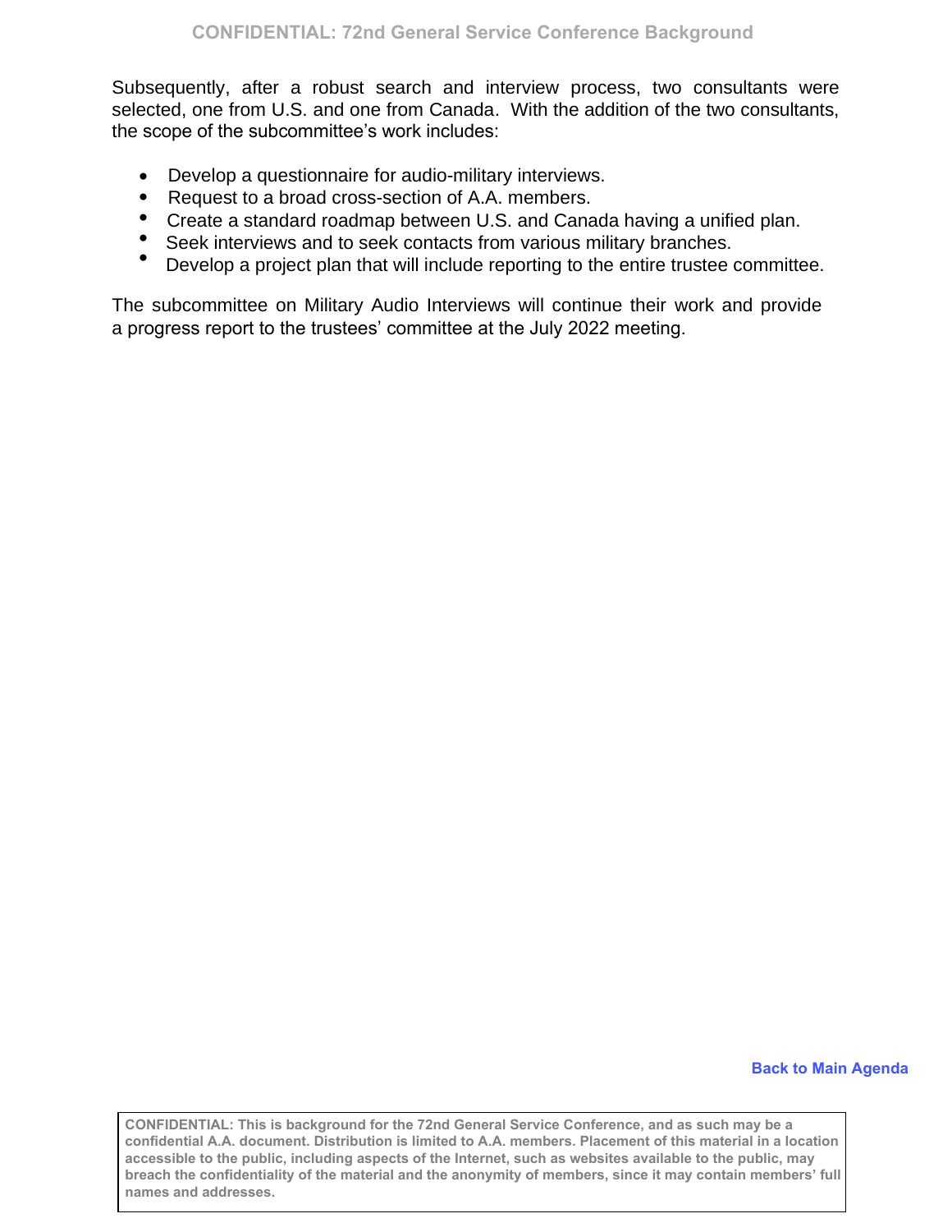Subsequently, after a robust search and interview process, two consultants were selected, one from U.S. and one from Canada. With the addition of the two consultants, the scope of the subcommittee's work includes:

- Develop a questionnaire for audio-military interviews.
- Request to a broad cross-section of A.A. members.
- Create a standard roadmap between U.S. and Canada having a unified plan.
- Seek interviews and to seek contacts from various military branches.
- Develop a project plan that will include reporting to the entire trustee committee.

The subcommittee on Military Audio Interviews will continue their work and provide a progress report to the trustees' committee at the July 2022 meeting.

**Back to Main Agenda**

**CONFIDENTIAL: This is background for the 72nd General Service Conference, and as such may be a confidential A.A. document. Distribution is limited to A.A. members. Placement of this material in a location accessible to the public, including aspects of the Internet, such as websites available to the public, may breach the confidentiality of the material and the anonymity of members, since it may contain members' full names and addresses.**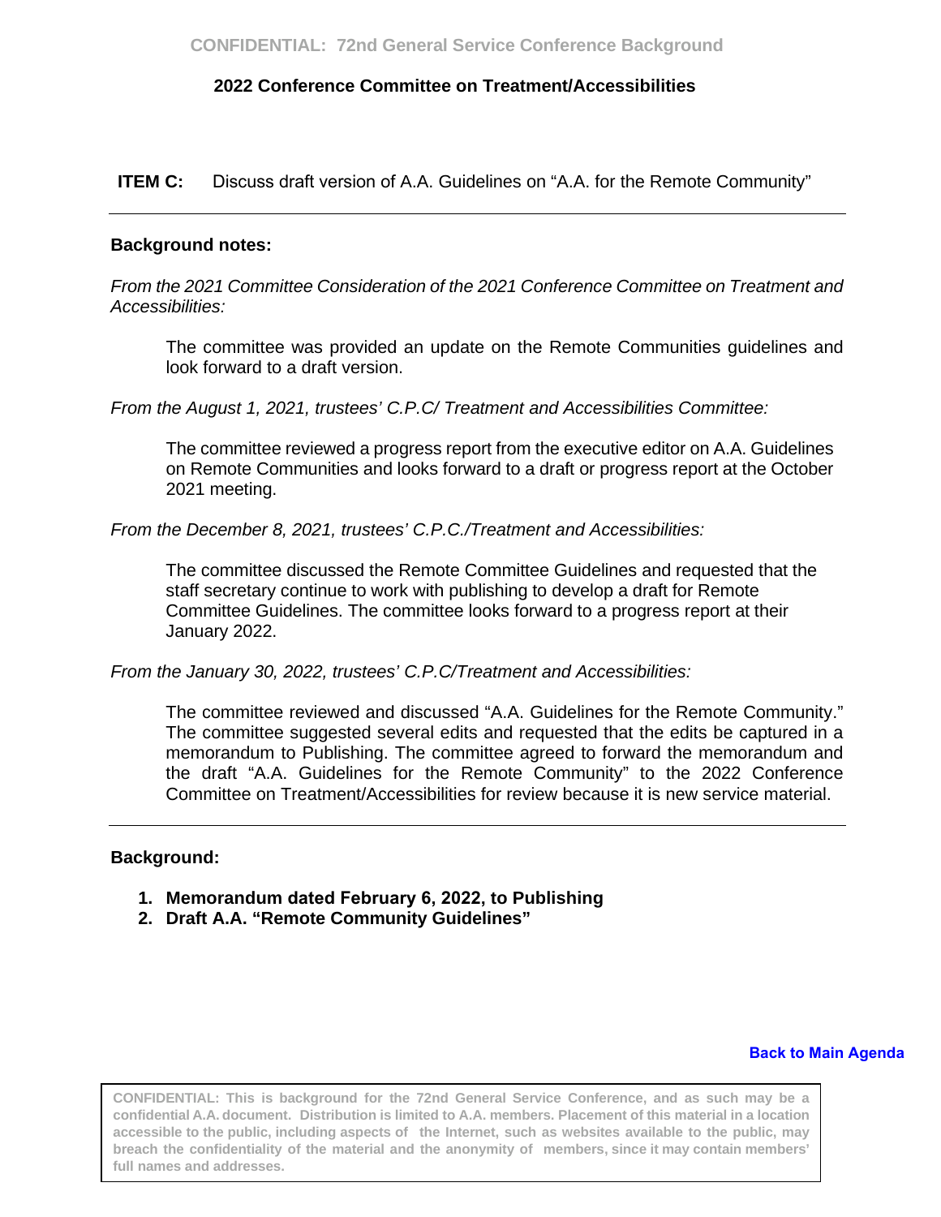## 2022 Conference Committee on Treatment/Accessibilities

**ITEM C:** Discuss draft version of A.A. Guidelines on "A.A. for the Remote Community"

---

**Background notes:**

*From the 2021 Committee Consideration of the 2021 Conference Committee on Treatment and Accessibilities:*

> The committee was provided an update on the Remote Communities guidelines and look forward to a draft version.

*From the August 1, 2021, trustees' C.P.C/ Treatment and Accessibilities Committee:*

> The committee reviewed a progress report from the executive editor on A.A. Guidelines on Remote Communities and looks forward to a draft or progress report at the October 2021 meeting.

*From the December 8, 2021, trustees' C.P.C./Treatment and Accessibilities:*

> The committee discussed the Remote Committee Guidelines and requested that the staff secretary continue to work with publishing to develop a draft for Remote Committee Guidelines. The committee looks forward to a progress report at their January 2022.

*From the January 30, 2022, trustees' C.P.C/Treatment and Accessibilities:*

> The committee reviewed and discussed "A.A. Guidelines for the Remote Community." The committee suggested several edits and requested that the edits be captured in a memorandum to Publishing. The committee agreed to forward the memorandum and the draft "A.A. Guidelines for the Remote Community" to the 2022 Conference Committee on Treatment/Accessibilities for review because it is new service material.

---

**Background:**

1. **Memorandum dated February 6, 2022, to Publishing**
2. **Draft A.A. "Remote Community Guidelines"**

**Back to Main Agenda**

CONFIDENTIAL: This is background for the 72nd General Service Conference, and as such may be a confidential A.A. document. Distribution is limited to A.A. members. Placement of this material in a location accessible to the public, including aspects of the Internet, such as websites available to the public, may breach the confidentiality of the material and the anonymity of members, since it may contain members' full names and addresses.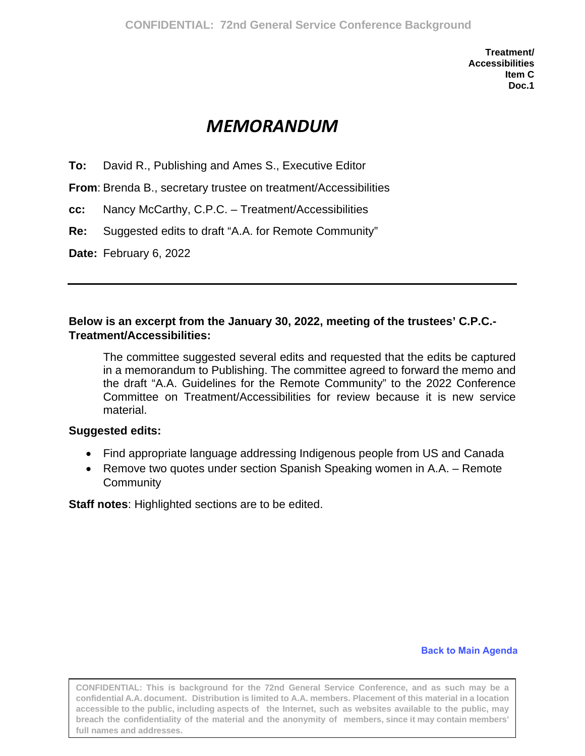**Treatment/
Accessibilities
Item C
Doc.1**

# *MEMORANDUM*

**To:** David R., Publishing and Ames S., Executive Editor

**From**: Brenda B., secretary trustee on treatment/Accessibilities

**cc:** Nancy McCarthy, C.P.C. – Treatment/Accessibilities

**Re:** Suggested edits to draft "A.A. for Remote Community"

**Date:** February 6, 2022

---

**Below is an excerpt from the January 30, 2022, meeting of the trustees' C.P.C.-Treatment/Accessibilities:**

> The committee suggested several edits and requested that the edits be captured in a memorandum to Publishing. The committee agreed to forward the memo and the draft "A.A. Guidelines for the Remote Community" to the 2022 Conference Committee on Treatment/Accessibilities for review because it is new service material.

**Suggested edits:**

- Find appropriate language addressing Indigenous people from US and Canada
- Remove two quotes under section Spanish Speaking women in A.A. – Remote Community

**Staff notes**: Highlighted sections are to be edited.

Back to Main Agenda

CONFIDENTIAL: This is background for the 72nd General Service Conference, and as such may be a confidential A.A. document. Distribution is limited to A.A. members. Placement of this material in a location accessible to the public, including aspects of the Internet, such as websites available to the public, may breach the confidentiality of the material and the anonymity of members, since it may contain members' full names and addresses.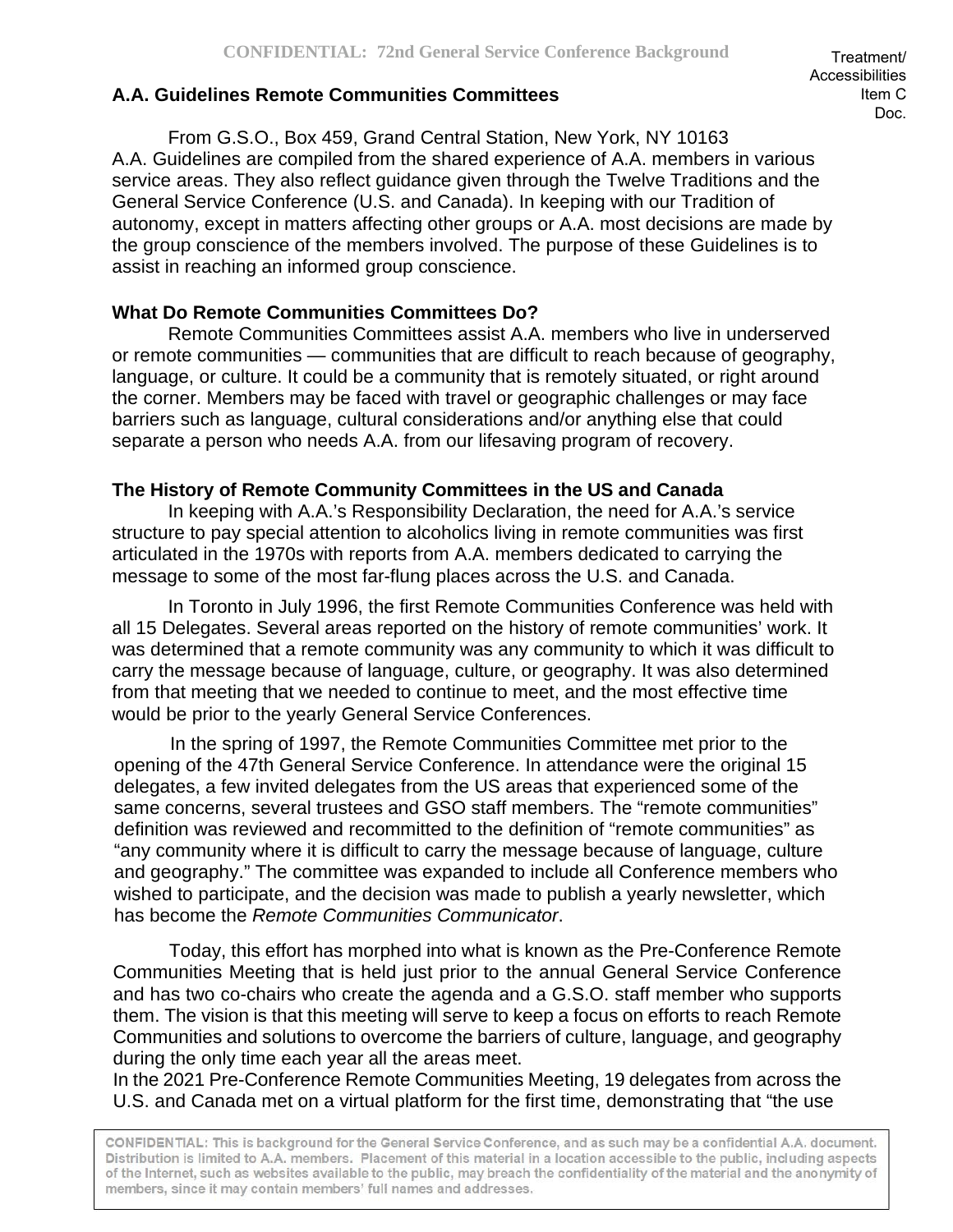Treatment/ Accessibilities Item C Doc.

## A.A. Guidelines Remote Communities Committees

From G.S.O., Box 459, Grand Central Station, New York, NY 10163
A.A. Guidelines are compiled from the shared experience of A.A. members in various service areas. They also reflect guidance given through the Twelve Traditions and the General Service Conference (U.S. and Canada). In keeping with our Tradition of autonomy, except in matters affecting other groups or A.A. most decisions are made by the group conscience of the members involved. The purpose of these Guidelines is to assist in reaching an informed group conscience.

### What Do Remote Communities Committees Do?

Remote Communities Committees assist A.A. members who live in underserved or remote communities — communities that are difficult to reach because of geography, language, or culture. It could be a community that is remotely situated, or right around the corner. Members may be faced with travel or geographic challenges or may face barriers such as language, cultural considerations and/or anything else that could separate a person who needs A.A. from our lifesaving program of recovery.

### The History of Remote Community Committees in the US and Canada

In keeping with A.A.'s Responsibility Declaration, the need for A.A.'s service structure to pay special attention to alcoholics living in remote communities was first articulated in the 1970s with reports from A.A. members dedicated to carrying the message to some of the most far-flung places across the U.S. and Canada.

In Toronto in July 1996, the first Remote Communities Conference was held with all 15 Delegates. Several areas reported on the history of remote communities' work. It was determined that a remote community was any community to which it was difficult to carry the message because of language, culture, or geography. It was also determined from that meeting that we needed to continue to meet, and the most effective time would be prior to the yearly General Service Conferences.

In the spring of 1997, the Remote Communities Committee met prior to the opening of the 47th General Service Conference. In attendance were the original 15 delegates, a few invited delegates from the US areas that experienced some of the same concerns, several trustees and GSO staff members. The "remote communities" definition was reviewed and recommitted to the definition of "remote communities" as "any community where it is difficult to carry the message because of language, culture and geography." The committee was expanded to include all Conference members who wished to participate, and the decision was made to publish a yearly newsletter, which has become the *Remote Communities Communicator*.

Today, this effort has morphed into what is known as the Pre-Conference Remote Communities Meeting that is held just prior to the annual General Service Conference and has two co-chairs who create the agenda and a G.S.O. staff member who supports them. The vision is that this meeting will serve to keep a focus on efforts to reach Remote Communities and solutions to overcome the barriers of culture, language, and geography during the only time each year all the areas meet.
In the 2021 Pre-Conference Remote Communities Meeting, 19 delegates from across the U.S. and Canada met on a virtual platform for the first time, demonstrating that "the use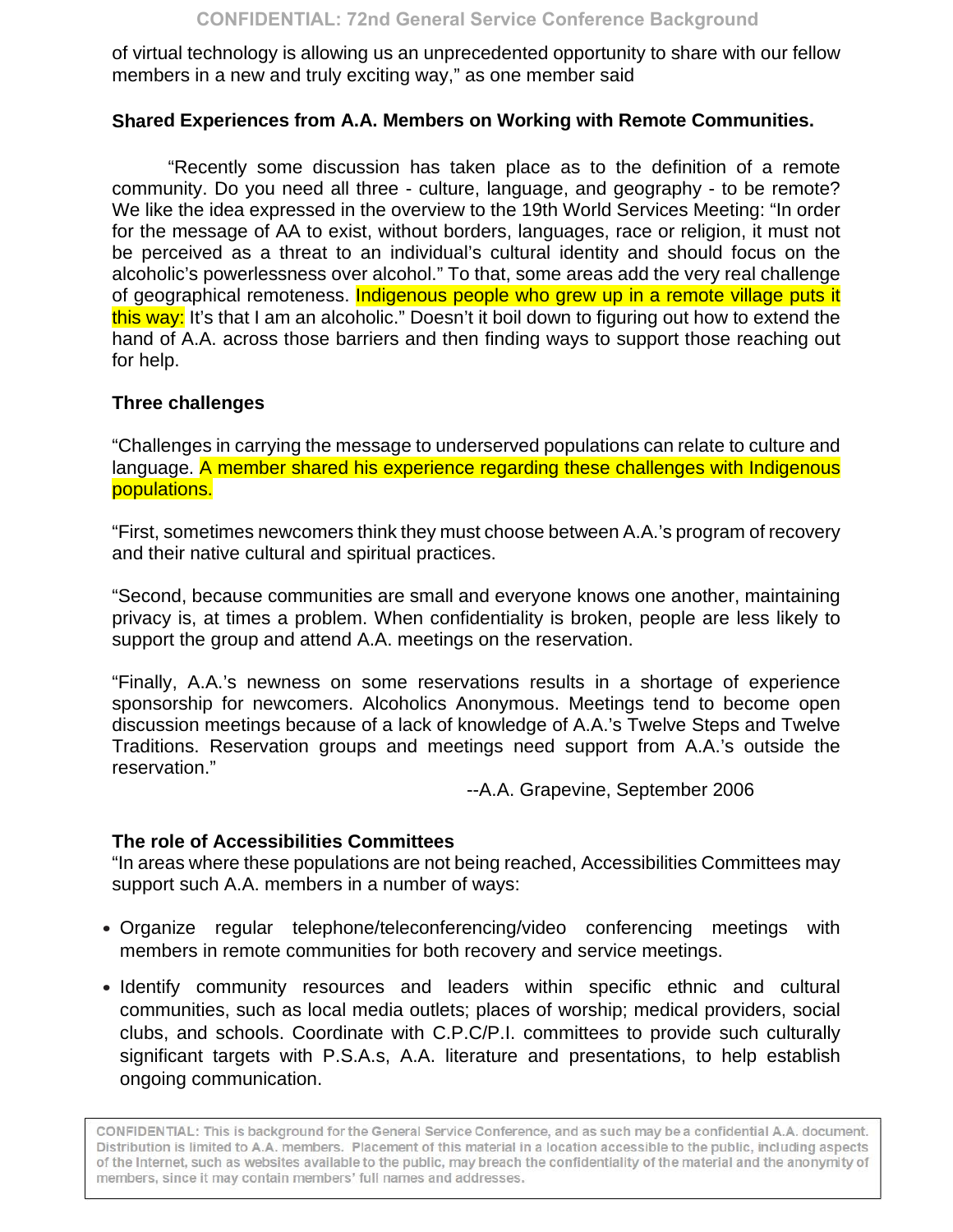of virtual technology is allowing us an unprecedented opportunity to share with our fellow members in a new and truly exciting way," as one member said

### Shared Experiences from A.A. Members on Working with Remote Communities.

"Recently some discussion has taken place as to the definition of a remote community. Do you need all three - culture, language, and geography - to be remote? We like the idea expressed in the overview to the 19th World Services Meeting: "In order for the message of AA to exist, without borders, languages, race or religion, it must not be perceived as a threat to an individual's cultural identity and should focus on the alcoholic's powerlessness over alcohol." To that, some areas add the very real challenge of geographical remoteness. Indigenous people who grew up in a remote village puts it this way: It's that I am an alcoholic." Doesn't it boil down to figuring out how to extend the hand of A.A. across those barriers and then finding ways to support those reaching out for help.

### Three challenges

"Challenges in carrying the message to underserved populations can relate to culture and language. A member shared his experience regarding these challenges with Indigenous populations.

"First, sometimes newcomers think they must choose between A.A.'s program of recovery and their native cultural and spiritual practices.

"Second, because communities are small and everyone knows one another, maintaining privacy is, at times a problem. When confidentiality is broken, people are less likely to support the group and attend A.A. meetings on the reservation.

"Finally, A.A.'s newness on some reservations results in a shortage of experience sponsorship for newcomers. Alcoholics Anonymous. Meetings tend to become open discussion meetings because of a lack of knowledge of A.A.'s Twelve Steps and Twelve Traditions. Reservation groups and meetings need support from A.A.'s outside the reservation."

--A.A. Grapevine, September 2006

### The role of Accessibilities Committees

"In areas where these populations are not being reached, Accessibilities Committees may support such A.A. members in a number of ways:

- Organize regular telephone/teleconferencing/video conferencing meetings with members in remote communities for both recovery and service meetings.
- Identify community resources and leaders within specific ethnic and cultural communities, such as local media outlets; places of worship; medical providers, social clubs, and schools. Coordinate with C.P.C/P.I. committees to provide such culturally significant targets with P.S.A.s, A.A. literature and presentations, to help establish ongoing communication.

CONFIDENTIAL: This is background for the General Service Conference, and as such may be a confidential A.A. document. Distribution is limited to A.A. members. Placement of this material in a location accessible to the public, including aspects of the Internet, such as websites available to the public, may breach the confidentiality of the material and the anonymity of members, since it may contain members' full names and addresses.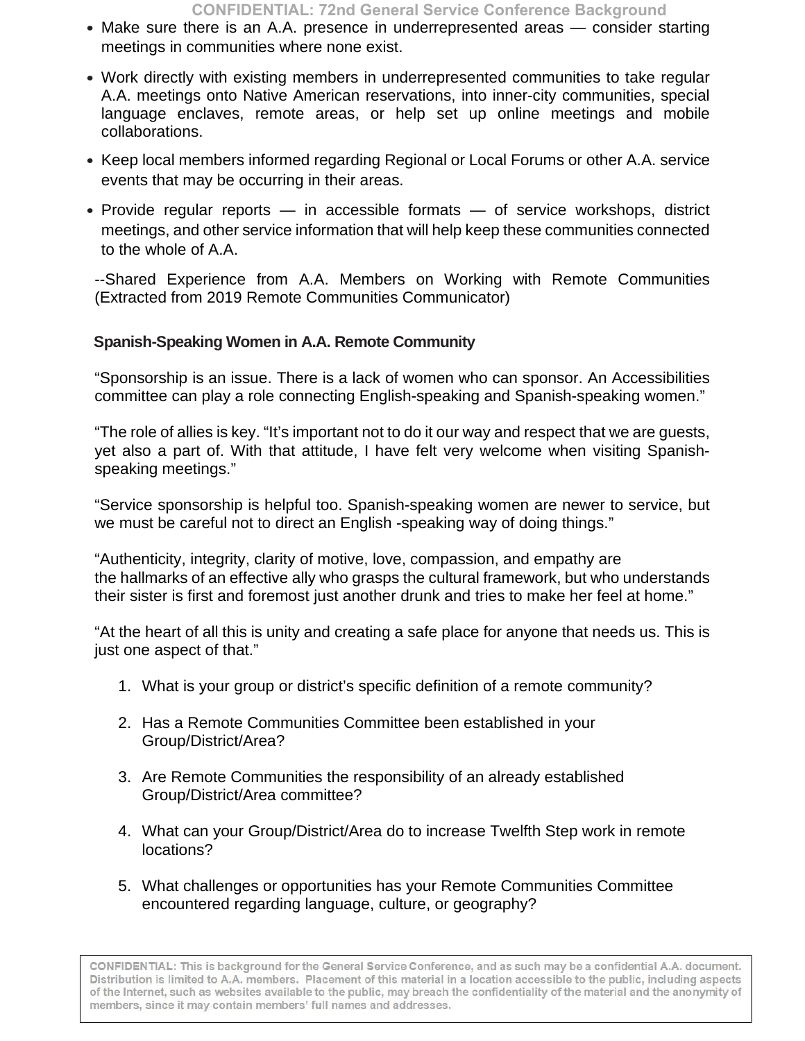- Make sure there is an A.A. presence in underrepresented areas — consider starting meetings in communities where none exist.
- Work directly with existing members in underrepresented communities to take regular A.A. meetings onto Native American reservations, into inner-city communities, special language enclaves, remote areas, or help set up online meetings and mobile collaborations.
- Keep local members informed regarding Regional or Local Forums or other A.A. service events that may be occurring in their areas.
- Provide regular reports — in accessible formats — of service workshops, district meetings, and other service information that will help keep these communities connected to the whole of A.A.

--Shared Experience from A.A. Members on Working with Remote Communities (Extracted from 2019 Remote Communities Communicator)

**Spanish-Speaking Women in A.A. Remote Community**

"Sponsorship is an issue. There is a lack of women who can sponsor. An Accessibilities committee can play a role connecting English-speaking and Spanish-speaking women."

"The role of allies is key. "It's important not to do it our way and respect that we are guests, yet also a part of. With that attitude, I have felt very welcome when visiting Spanish-speaking meetings."

"Service sponsorship is helpful too. Spanish-speaking women are newer to service, but we must be careful not to direct an English -speaking way of doing things."

"Authenticity, integrity, clarity of motive, love, compassion, and empathy are the hallmarks of an effective ally who grasps the cultural framework, but who understands their sister is first and foremost just another drunk and tries to make her feel at home."

"At the heart of all this is unity and creating a safe place for anyone that needs us. This is just one aspect of that."

1. What is your group or district's specific definition of a remote community?
2. Has a Remote Communities Committee been established in your Group/District/Area?
3. Are Remote Communities the responsibility of an already established Group/District/Area committee?
4. What can your Group/District/Area do to increase Twelfth Step work in remote locations?
5. What challenges or opportunities has your Remote Communities Committee encountered regarding language, culture, or geography?

CONFIDENTIAL: This is background for the General Service Conference, and as such may be a confidential A.A. document. Distribution is limited to A.A. members. Placement of this material in a location accessible to the public, including aspects of the Internet, such as websites available to the public, may breach the confidentiality of the material and the anonymity of members, since it may contain members' full names and addresses.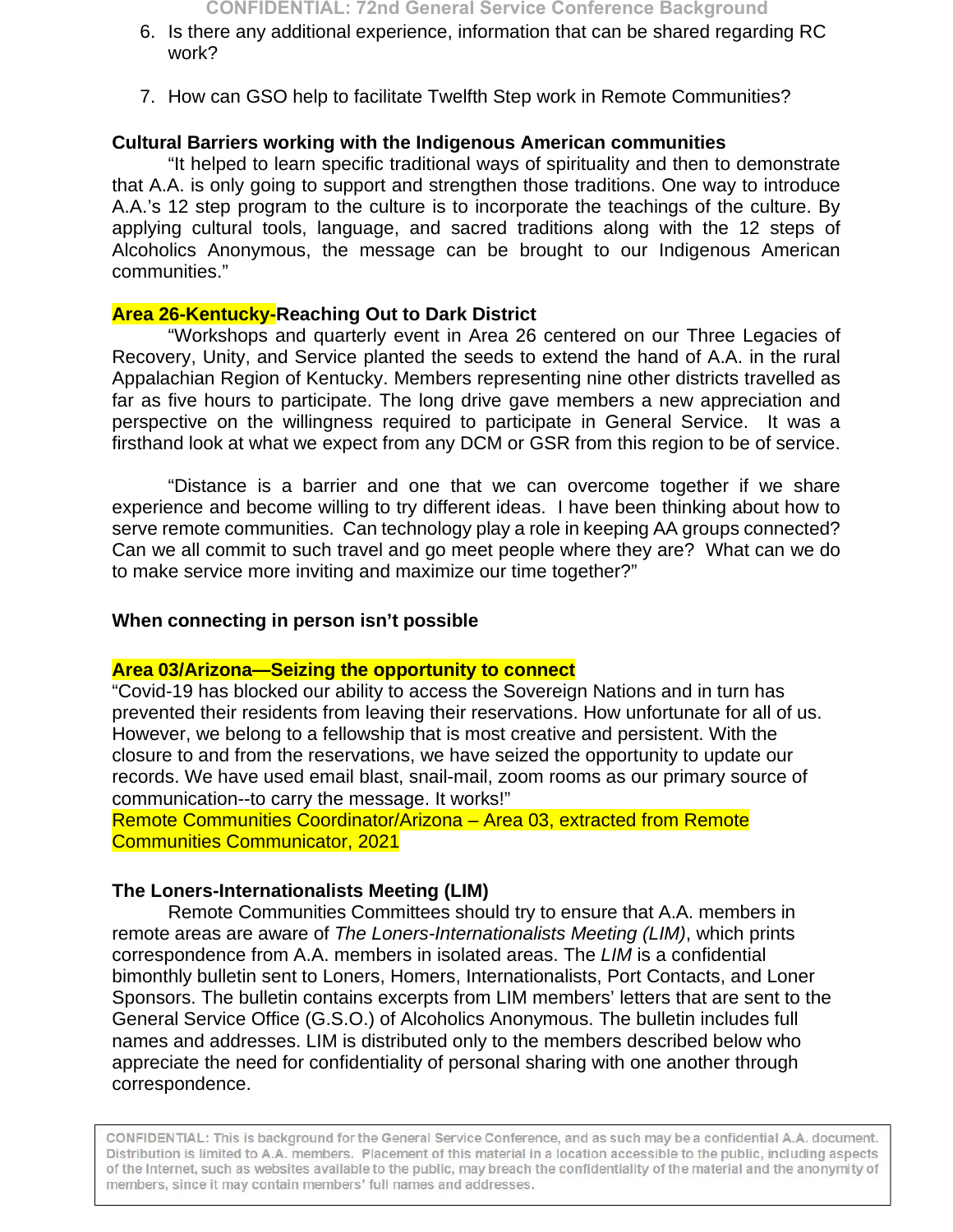6. Is there any additional experience, information that can be shared regarding RC work?

7. How can GSO help to facilitate Twelfth Step work in Remote Communities?

**Cultural Barriers working with the Indigenous American communities**

"It helped to learn specific traditional ways of spirituality and then to demonstrate that A.A. is only going to support and strengthen those traditions. One way to introduce A.A.'s 12 step program to the culture is to incorporate the teachings of the culture. By applying cultural tools, language, and sacred traditions along with the 12 steps of Alcoholics Anonymous, the message can be brought to our Indigenous American communities."

**Area 26-Kentucky-Reaching Out to Dark District**

"Workshops and quarterly event in Area 26 centered on our Three Legacies of Recovery, Unity, and Service planted the seeds to extend the hand of A.A. in the rural Appalachian Region of Kentucky. Members representing nine other districts travelled as far as five hours to participate. The long drive gave members a new appreciation and perspective on the willingness required to participate in General Service. It was a firsthand look at what we expect from any DCM or GSR from this region to be of service.

"Distance is a barrier and one that we can overcome together if we share experience and become willing to try different ideas. I have been thinking about how to serve remote communities. Can technology play a role in keeping AA groups connected? Can we all commit to such travel and go meet people where they are? What can we do to make service more inviting and maximize our time together?"

**When connecting in person isn't possible**

**Area 03/Arizona—Seizing the opportunity to connect**

"Covid-19 has blocked our ability to access the Sovereign Nations and in turn has prevented their residents from leaving their reservations. How unfortunate for all of us. However, we belong to a fellowship that is most creative and persistent. With the closure to and from the reservations, we have seized the opportunity to update our records. We have used email blast, snail-mail, zoom rooms as our primary source of communication--to carry the message. It works!"

Remote Communities Coordinator/Arizona – Area 03, extracted from Remote Communities Communicator, 2021

**The Loners-Internationalists Meeting (LIM)**

Remote Communities Committees should try to ensure that A.A. members in remote areas are aware of *The Loners-Internationalists Meeting (LIM)*, which prints correspondence from A.A. members in isolated areas. The *LIM* is a confidential bimonthly bulletin sent to Loners, Homers, Internationalists, Port Contacts, and Loner Sponsors. The bulletin contains excerpts from LIM members' letters that are sent to the General Service Office (G.S.O.) of Alcoholics Anonymous. The bulletin includes full names and addresses. LIM is distributed only to the members described below who appreciate the need for confidentiality of personal sharing with one another through correspondence.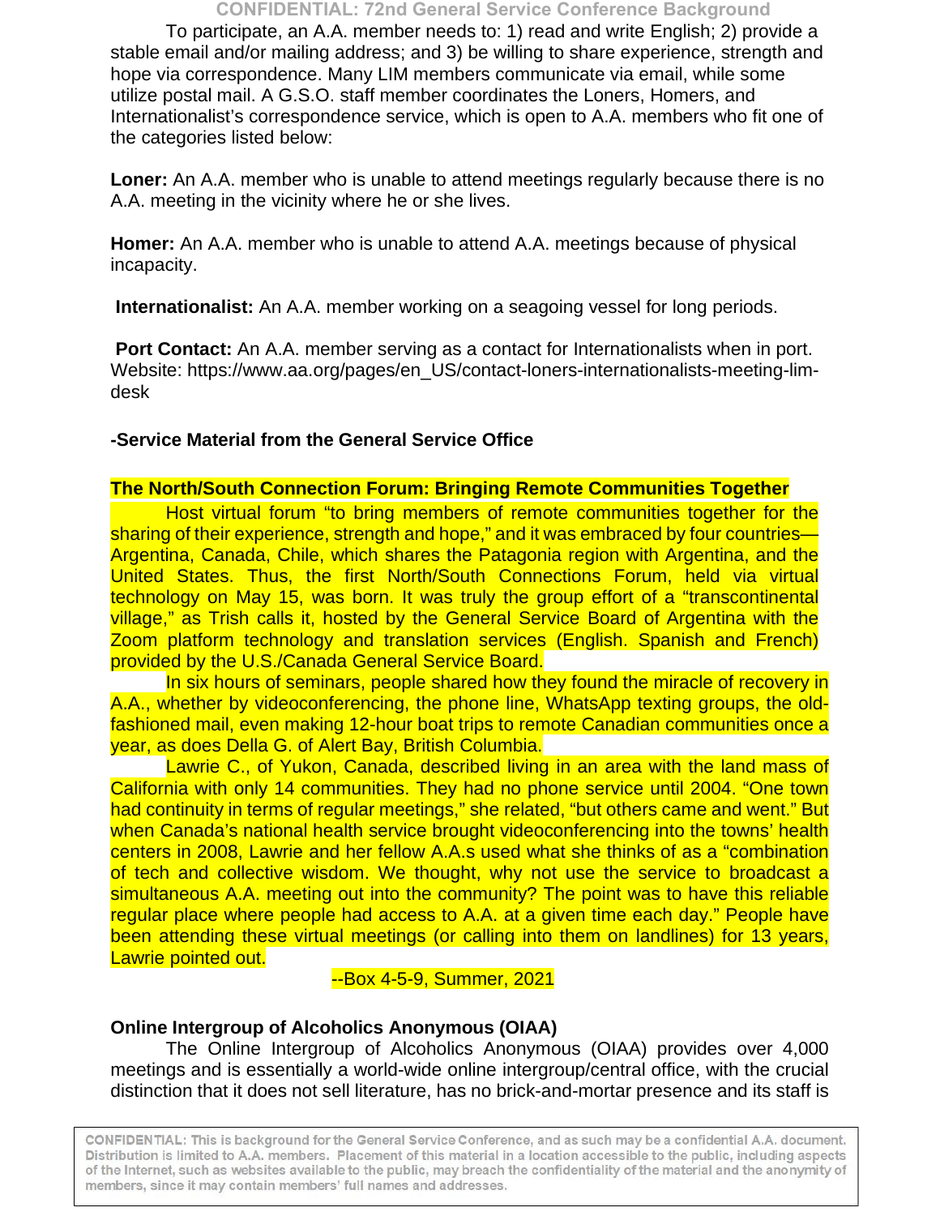To participate, an A.A. member needs to: 1) read and write English; 2) provide a stable email and/or mailing address; and 3) be willing to share experience, strength and hope via correspondence. Many LIM members communicate via email, while some utilize postal mail. A G.S.O. staff member coordinates the Loners, Homers, and Internationalist's correspondence service, which is open to A.A. members who fit one of the categories listed below:

**Loner:** An A.A. member who is unable to attend meetings regularly because there is no A.A. meeting in the vicinity where he or she lives.

**Homer:** An A.A. member who is unable to attend A.A. meetings because of physical incapacity.

**Internationalist:** An A.A. member working on a seagoing vessel for long periods.

**Port Contact:** An A.A. member serving as a contact for Internationalists when in port. Website: https://www.aa.org/pages/en_US/contact-loners-internationalists-meeting-lim-desk

**-Service Material from the General Service Office**

**The North/South Connection Forum: Bringing Remote Communities Together**

Host virtual forum "to bring members of remote communities together for the sharing of their experience, strength and hope," and it was embraced by four countries—Argentina, Canada, Chile, which shares the Patagonia region with Argentina, and the United States. Thus, the first North/South Connections Forum, held via virtual technology on May 15, was born. It was truly the group effort of a "transcontinental village," as Trish calls it, hosted by the General Service Board of Argentina with the Zoom platform technology and translation services (English. Spanish and French) provided by the U.S./Canada General Service Board.

In six hours of seminars, people shared how they found the miracle of recovery in A.A., whether by videoconferencing, the phone line, WhatsApp texting groups, the old-fashioned mail, even making 12-hour boat trips to remote Canadian communities once a year, as does Della G. of Alert Bay, British Columbia.

Lawrie C., of Yukon, Canada, described living in an area with the land mass of California with only 14 communities. They had no phone service until 2004. "One town had continuity in terms of regular meetings," she related, "but others came and went." But when Canada's national health service brought videoconferencing into the towns' health centers in 2008, Lawrie and her fellow A.A.s used what she thinks of as a "combination of tech and collective wisdom. We thought, why not use the service to broadcast a simultaneous A.A. meeting out into the community? The point was to have this reliable regular place where people had access to A.A. at a given time each day." People have been attending these virtual meetings (or calling into them on landlines) for 13 years, Lawrie pointed out.

--Box 4-5-9, Summer, 2021

**Online Intergroup of Alcoholics Anonymous (OIAA)**

The Online Intergroup of Alcoholics Anonymous (OIAA) provides over 4,000 meetings and is essentially a world-wide online intergroup/central office, with the crucial distinction that it does not sell literature, has no brick-and-mortar presence and its staff is

CONFIDENTIAL: This is background for the General Service Conference, and as such may be a confidential A.A. document. Distribution is limited to A.A. members. Placement of this material in a location accessible to the public, including aspects of the Internet, such as websites available to the public, may breach the confidentiality of the material and the anonymity of members, since it may contain members' full names and addresses.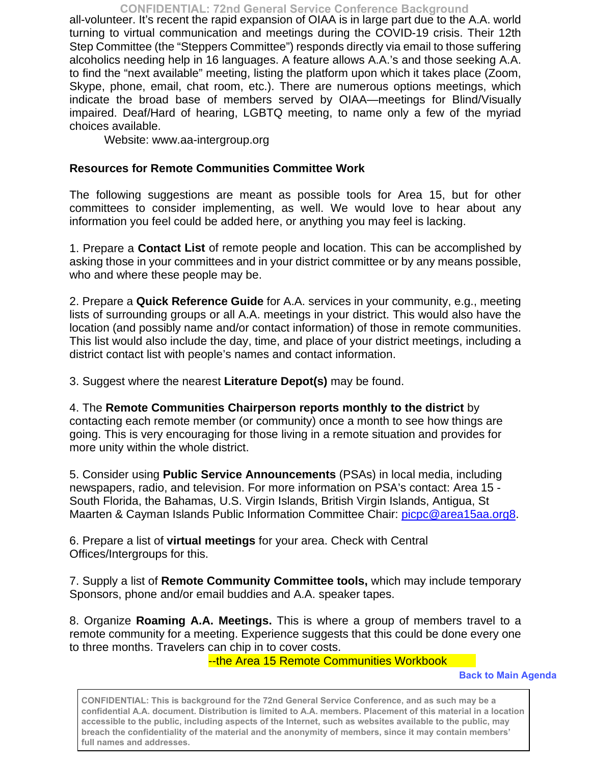all-volunteer. It's recent the rapid expansion of OIAA is in large part due to the A.A. world turning to virtual communication and meetings during the COVID-19 crisis. Their 12th Step Committee (the "Steppers Committee") responds directly via email to those suffering alcoholics needing help in 16 languages. A feature allows A.A.'s and those seeking A.A. to find the "next available" meeting, listing the platform upon which it takes place (Zoom, Skype, phone, email, chat room, etc.). There are numerous options meetings, which indicate the broad base of members served by OIAA—meetings for Blind/Visually impaired. Deaf/Hard of hearing, LGBTQ meeting, to name only a few of the myriad choices available.

Website: www.aa-intergroup.org

**Resources for Remote Communities Committee Work**

The following suggestions are meant as possible tools for Area 15, but for other committees to consider implementing, as well. We would love to hear about any information you feel could be added here, or anything you may feel is lacking.

1. Prepare a **Contact List** of remote people and location. This can be accomplished by asking those in your committees and in your district committee or by any means possible, who and where these people may be.

2. Prepare a **Quick Reference Guide** for A.A. services in your community, e.g., meeting lists of surrounding groups or all A.A. meetings in your district. This would also have the location (and possibly name and/or contact information) of those in remote communities. This list would also include the day, time, and place of your district meetings, including a district contact list with people's names and contact information.

3. Suggest where the nearest **Literature Depot(s)** may be found.

4. The **Remote Communities Chairperson reports monthly to the district** by contacting each remote member (or community) once a month to see how things are going. This is very encouraging for those living in a remote situation and provides for more unity within the whole district.

5. Consider using **Public Service Announcements** (PSAs) in local media, including newspapers, radio, and television. For more information on PSA's contact: Area 15 - South Florida, the Bahamas, U.S. Virgin Islands, British Virgin Islands, Antigua, St Maarten & Cayman Islands Public Information Committee Chair: picpc@area15aa.org8.

6. Prepare a list of **virtual meetings** for your area. Check with Central Offices/Intergroups for this.

7. Supply a list of **Remote Community Committee tools,** which may include temporary Sponsors, phone and/or email buddies and A.A. speaker tapes.

8. Organize **Roaming A.A. Meetings.** This is where a group of members travel to a remote community for a meeting. Experience suggests that this could be done every one to three months. Travelers can chip in to cover costs.

--the Area 15 Remote Communities Workbook

Back to Main Agenda

**CONFIDENTIAL: This is background for the 72nd General Service Conference, and as such may be a confidential A.A. document. Distribution is limited to A.A. members. Placement of this material in a location accessible to the public, including aspects of the Internet, such as websites available to the public, may breach the confidentiality of the material and the anonymity of members, since it may contain members' full names and addresses.**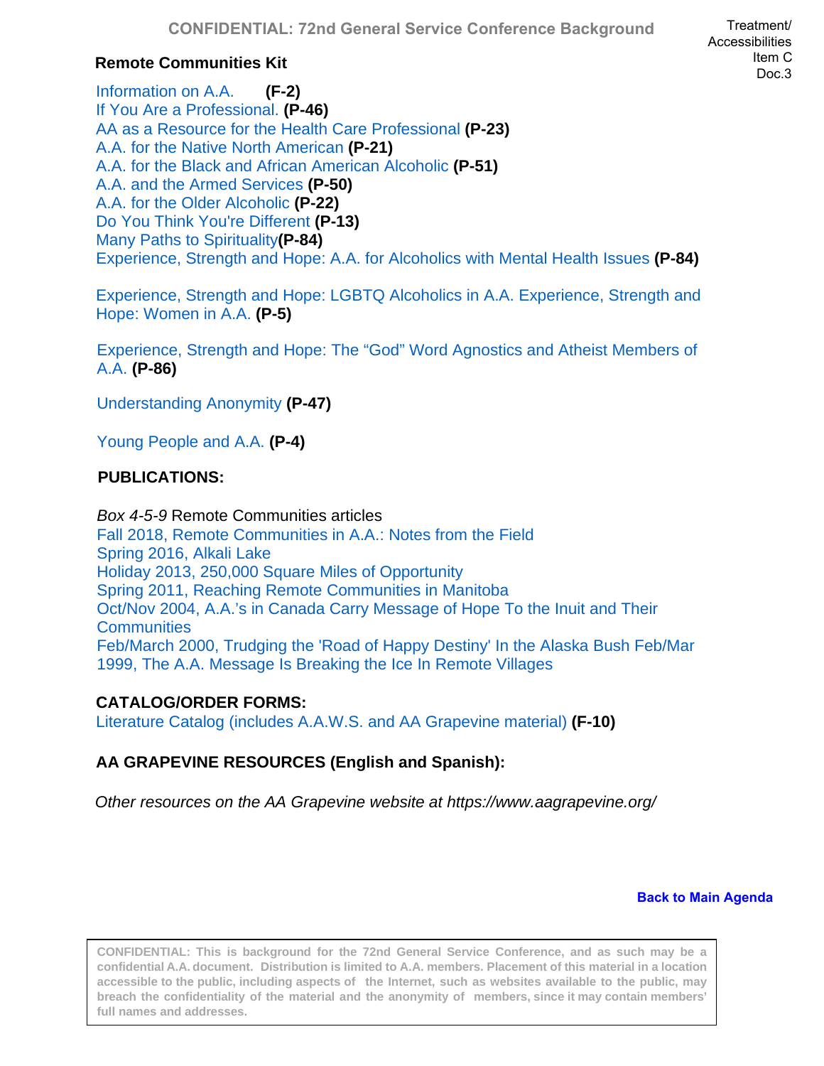Treatment/
Accessibilities
Item C
Doc.3

## Remote Communities Kit

Information on A.A. **(F-2)**
If You Are a Professional. **(P-46)**
AA as a Resource for the Health Care Professional **(P-23)**
A.A. for the Native North American **(P-21)**
A.A. for the Black and African American Alcoholic **(P-51)**
A.A. and the Armed Services **(P-50)**
A.A. for the Older Alcoholic **(P-22)**
Do You Think You're Different **(P-13)**
Many Paths to Spirituality**(P-84)**
Experience, Strength and Hope: A.A. for Alcoholics with Mental Health Issues **(P-84)**

Experience, Strength and Hope: LGBTQ Alcoholics in A.A. Experience, Strength and Hope: Women in A.A. **(P-5)**

Experience, Strength and Hope: The "God" Word Agnostics and Atheist Members of A.A. **(P-86)**

Understanding Anonymity **(P-47)**

Young People and A.A. **(P-4)**

## PUBLICATIONS:

*Box 4-5-9* Remote Communities articles
Fall 2018, Remote Communities in A.A.: Notes from the Field
Spring 2016, Alkali Lake
Holiday 2013, 250,000 Square Miles of Opportunity
Spring 2011, Reaching Remote Communities in Manitoba
Oct/Nov 2004, A.A.'s in Canada Carry Message of Hope To the Inuit and Their Communities
Feb/March 2000, Trudging the 'Road of Happy Destiny' In the Alaska Bush Feb/Mar 1999, The A.A. Message Is Breaking the Ice In Remote Villages

## CATALOG/ORDER FORMS:

Literature Catalog (includes A.A.W.S. and AA Grapevine material) **(F-10)**

## AA GRAPEVINE RESOURCES (English and Spanish):

*Other resources on the AA Grapevine website at https://www.aagrapevine.org/*

**Back to Main Agenda**

**CONFIDENTIAL: This is background for the 72nd General Service Conference, and as such may be a confidential A.A. document. Distribution is limited to A.A. members. Placement of this material in a location accessible to the public, including aspects of the Internet, such as websites available to the public, may breach the confidentiality of the material and the anonymity of members, since it may contain members' full names and addresses.**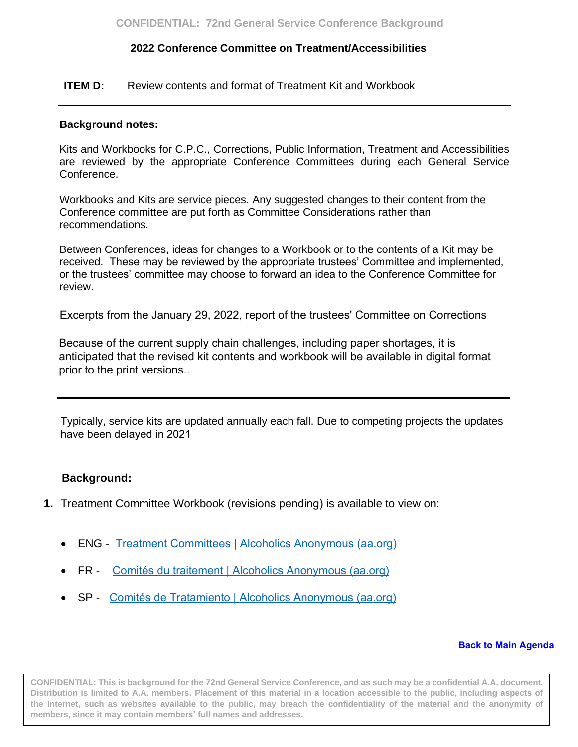## 2022 Conference Committee on Treatment/Accessibilities

**ITEM D:** Review contents and format of Treatment Kit and Workbook

---

**Background notes:**

Kits and Workbooks for C.P.C., Corrections, Public Information, Treatment and Accessibilities are reviewed by the appropriate Conference Committees during each General Service Conference.

Workbooks and Kits are service pieces. Any suggested changes to their content from the Conference committee are put forth as Committee Considerations rather than recommendations.

Between Conferences, ideas for changes to a Workbook or to the contents of a Kit may be received. These may be reviewed by the appropriate trustees' Committee and implemented, or the trustees' committee may choose to forward an idea to the Conference Committee for review.

Excerpts from the January 29, 2022, report of the trustees' Committee on Corrections

Because of the current supply chain challenges, including paper shortages, it is anticipated that the revised kit contents and workbook will be available in digital format prior to the print versions..

---

Typically, service kits are updated annually each fall. Due to competing projects the updates have been delayed in 2021

**Background:**

1. Treatment Committee Workbook (revisions pending) is available to view on:

   - ENG - Treatment Committees | Alcoholics Anonymous (aa.org)
   - FR - Comités du traitement | Alcoholics Anonymous (aa.org)
   - SP - Comités de Tratamiento | Alcoholics Anonymous (aa.org)

**Back to Main Agenda**

CONFIDENTIAL: This is background for the 72nd General Service Conference, and as such may be a confidential A.A. document. Distribution is limited to A.A. members. Placement of this material in a location accessible to the public, including aspects of the Internet, such as websites available to the public, may breach the confidentiality of the material and the anonymity of members, since it may contain members' full names and addresses.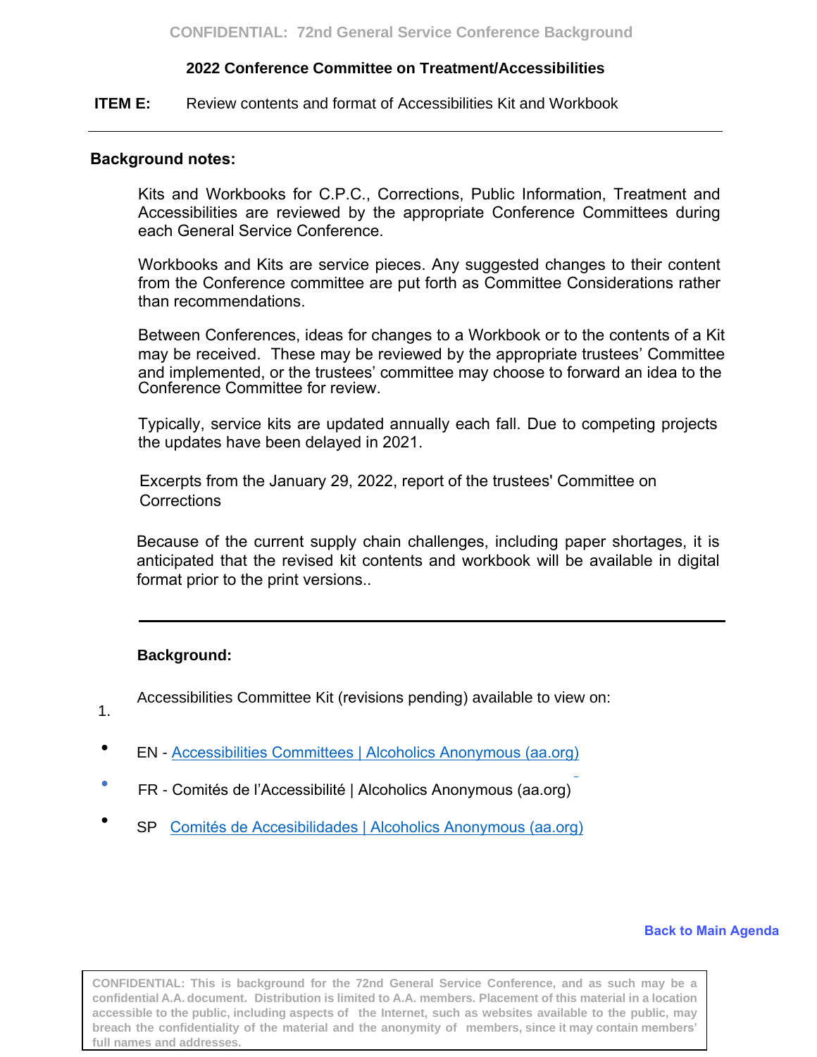**2022 Conference Committee on Treatment/Accessibilities**

**ITEM E:** Review contents and format of Accessibilities Kit and Workbook

---

**Background notes:**

Kits and Workbooks for C.P.C., Corrections, Public Information, Treatment and Accessibilities are reviewed by the appropriate Conference Committees during each General Service Conference.

Workbooks and Kits are service pieces. Any suggested changes to their content from the Conference committee are put forth as Committee Considerations rather than recommendations.

Between Conferences, ideas for changes to a Workbook or to the contents of a Kit may be received. These may be reviewed by the appropriate trustees' Committee and implemented, or the trustees' committee may choose to forward an idea to the Conference Committee for review.

Typically, service kits are updated annually each fall. Due to competing projects the updates have been delayed in 2021.

Excerpts from the January 29, 2022, report of the trustees' Committee on Corrections

Because of the current supply chain challenges, including paper shortages, it is anticipated that the revised kit contents and workbook will be available in digital format prior to the print versions..

---

**Background:**

1. Accessibilities Committee Kit (revisions pending) available to view on:

- EN - Accessibilities Committees | Alcoholics Anonymous (aa.org)
- FR - Comités de l'Accessibilité | Alcoholics Anonymous (aa.org)
- SP Comités de Accesibilidades | Alcoholics Anonymous (aa.org)

**Back to Main Agenda**

CONFIDENTIAL: This is background for the 72nd General Service Conference, and as such may be a confidential A.A. document. Distribution is limited to A.A. members. Placement of this material in a location accessible to the public, including aspects of the Internet, such as websites available to the public, may breach the confidentiality of the material and the anonymity of members, since it may contain members' full names and addresses.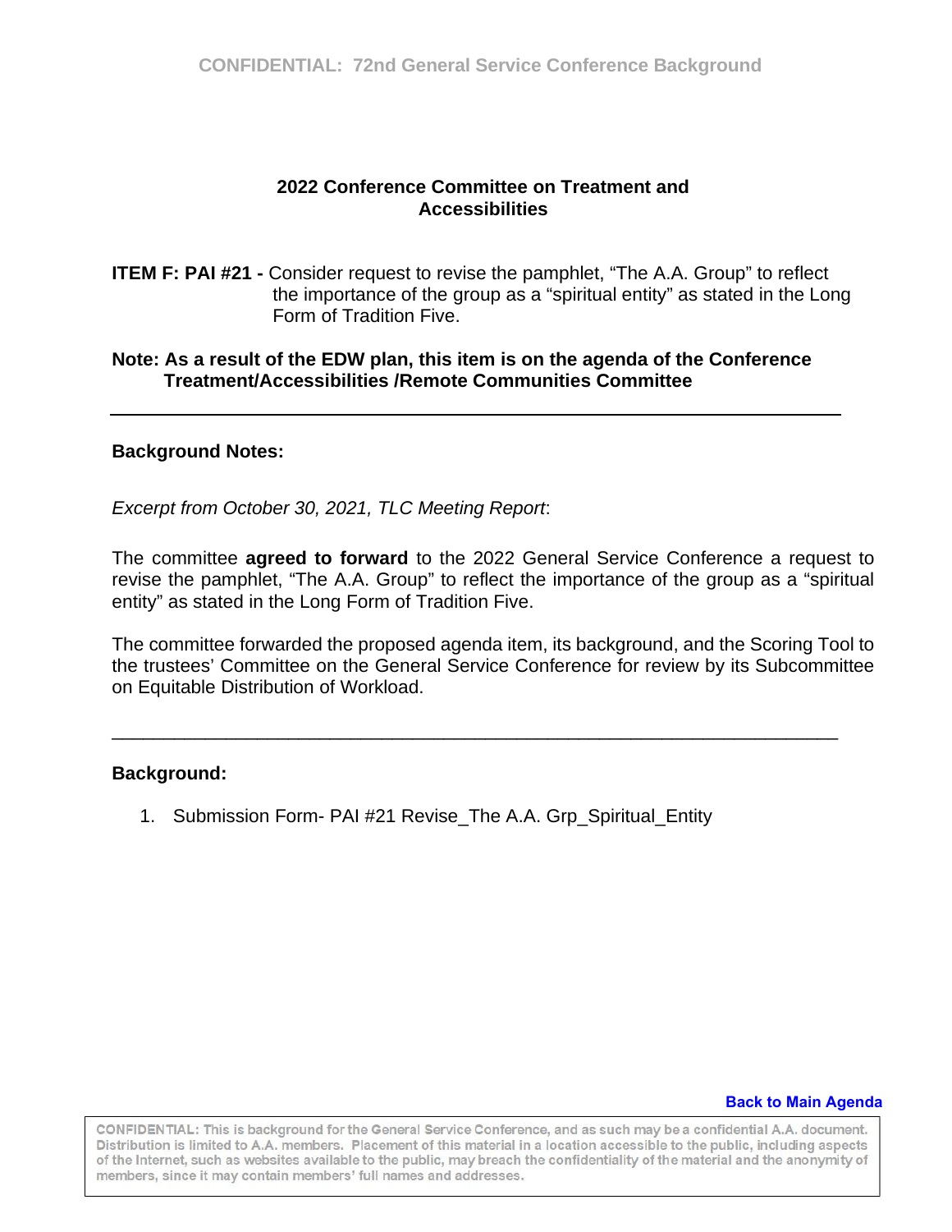## 2022 Conference Committee on Treatment and Accessibilities

**ITEM F: PAI #21 -** Consider request to revise the pamphlet, "The A.A. Group" to reflect the importance of the group as a "spiritual entity" as stated in the Long Form of Tradition Five.

**Note: As a result of the EDW plan, this item is on the agenda of the Conference Treatment/Accessibilities /Remote Communities Committee**

---

**Background Notes:**

*Excerpt from October 30, 2021, TLC Meeting Report*:

The committee **agreed to forward** to the 2022 General Service Conference a request to revise the pamphlet, "The A.A. Group" to reflect the importance of the group as a "spiritual entity" as stated in the Long Form of Tradition Five.

The committee forwarded the proposed agenda item, its background, and the Scoring Tool to the trustees' Committee on the General Service Conference for review by its Subcommittee on Equitable Distribution of Workload.

---

**Background:**

1. Submission Form- PAI #21 Revise_The A.A. Grp_Spiritual_Entity

Back to Main Agenda

CONFIDENTIAL: This is background for the General Service Conference, and as such may be a confidential A.A. document. Distribution is limited to A.A. members. Placement of this material in a location accessible to the public, including aspects of the Internet, such as websites available to the public, may breach the confidentiality of the material and the anonymity of members, since it may contain members' full names and addresses.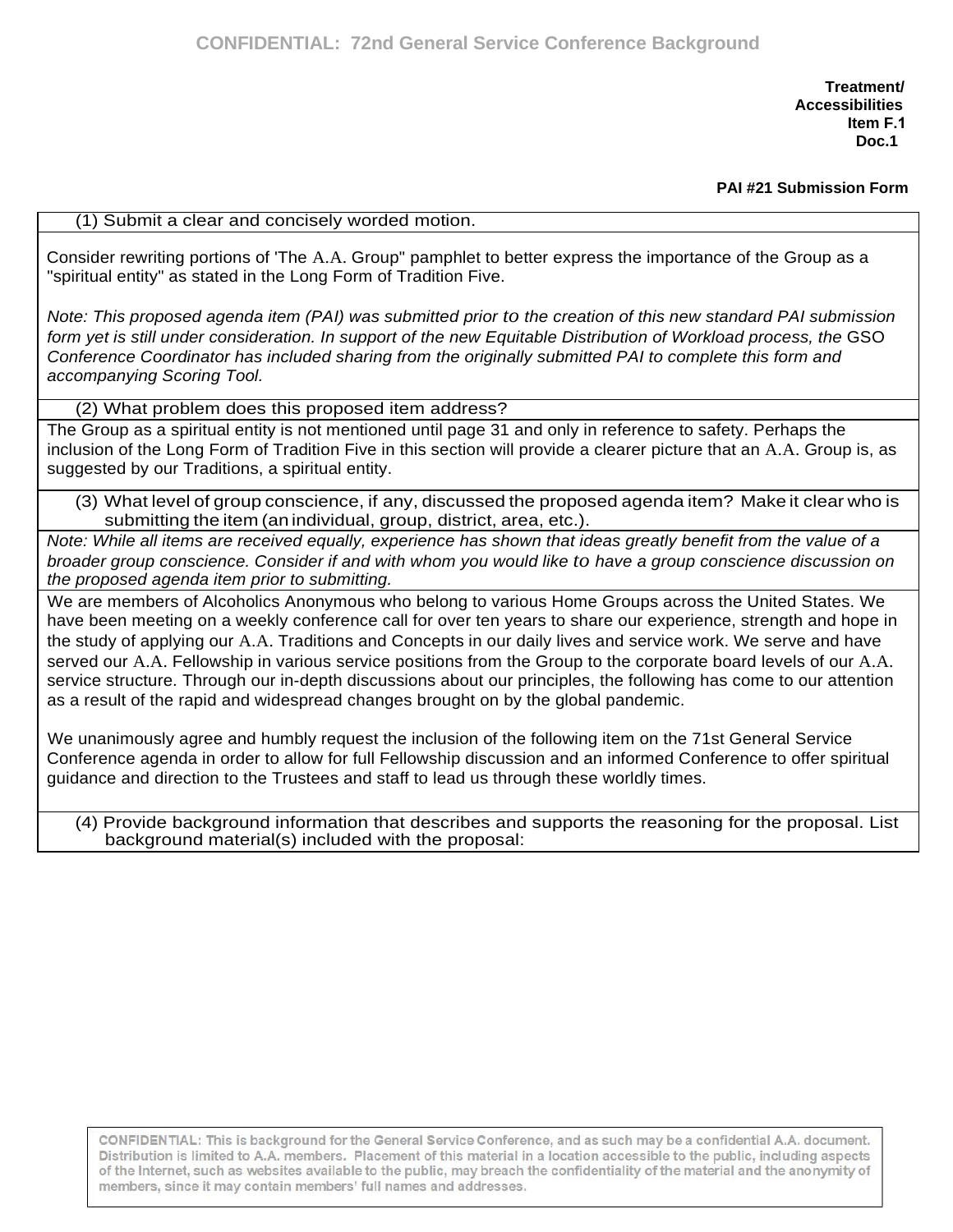**Treatment/ Accessibilities Item F.1 Doc.1**

**PAI #21 Submission Form**

(1) Submit a clear and concisely worded motion.

Consider rewriting portions of 'The A.A. Group" pamphlet to better express the importance of the Group as a "spiritual entity" as stated in the Long Form of Tradition Five.

*Note: This proposed agenda item (PAI) was submitted prior to the creation of this new standard PAI submission form yet is still under consideration. In support of the new Equitable Distribution of Workload process, the* GSO *Conference Coordinator has included sharing from the originally submitted PAI to complete this form and accompanying Scoring Tool.*

(2) What problem does this proposed item address?

The Group as a spiritual entity is not mentioned until page 31 and only in reference to safety. Perhaps the inclusion of the Long Form of Tradition Five in this section will provide a clearer picture that an A.A. Group is, as suggested by our Traditions, a spiritual entity.

(3) What level of group conscience, if any, discussed the proposed agenda item? Make it clear who is submitting the item (an individual, group, district, area, etc.).

*Note: While all items are received equally, experience has shown that ideas greatly benefit from the value of a broader group conscience. Consider if and with whom you would like to have a group conscience discussion on the proposed agenda item prior to submitting.*

We are members of Alcoholics Anonymous who belong to various Home Groups across the United States. We have been meeting on a weekly conference call for over ten years to share our experience, strength and hope in the study of applying our A.A. Traditions and Concepts in our daily lives and service work. We serve and have served our A.A. Fellowship in various service positions from the Group to the corporate board levels of our A.A. service structure. Through our in-depth discussions about our principles, the following has come to our attention as a result of the rapid and widespread changes brought on by the global pandemic.

We unanimously agree and humbly request the inclusion of the following item on the 71st General Service Conference agenda in order to allow for full Fellowship discussion and an informed Conference to offer spiritual guidance and direction to the Trustees and staff to lead us through these worldly times.

(4) Provide background information that describes and supports the reasoning for the proposal. List background material(s) included with the proposal:

CONFIDENTIAL: This is background for the General Service Conference, and as such may be a confidential A.A. document. Distribution is limited to A.A. members. Placement of this material in a location accessible to the public, including aspects of the Internet, such as websites available to the public, may breach the confidentiality of the material and the anonymity of members, since it may contain members' full names and addresses.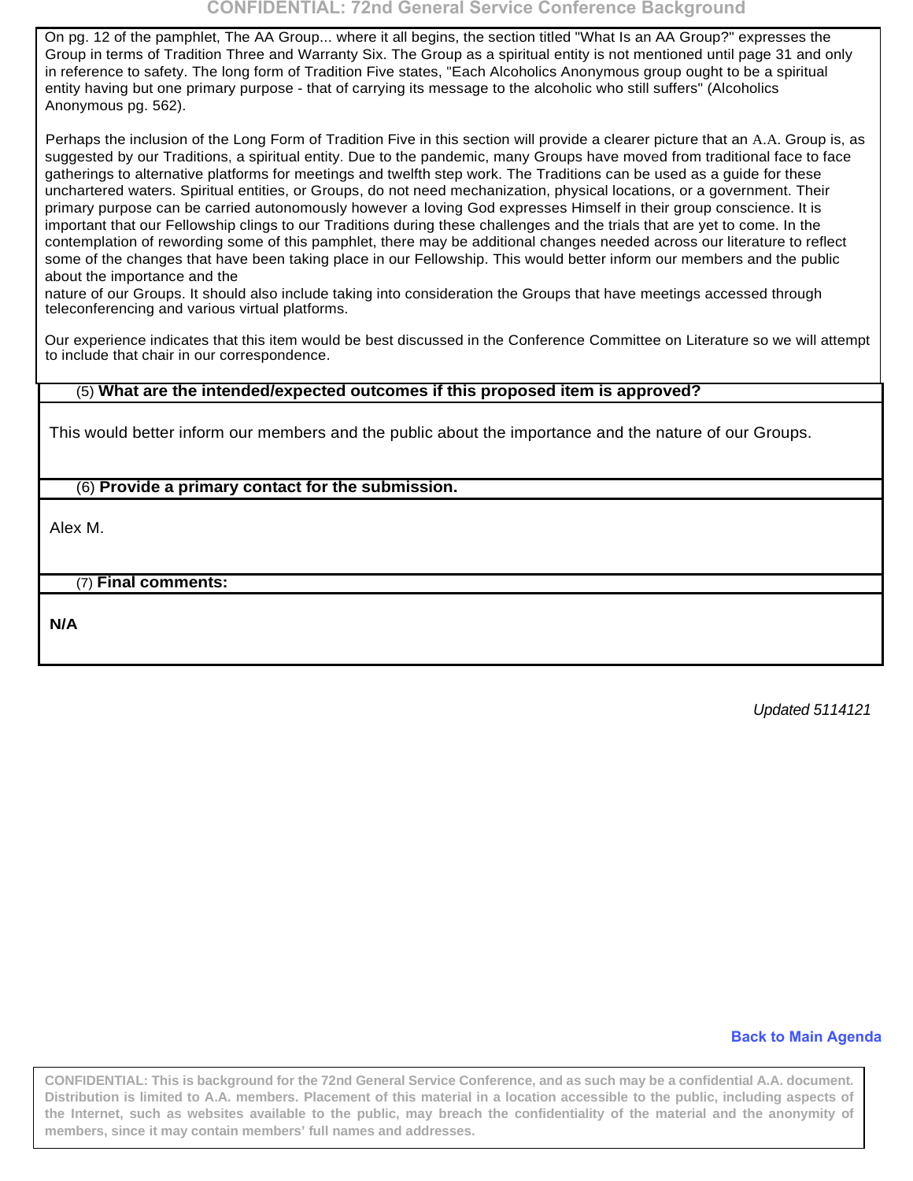On pg. 12 of the pamphlet, The AA Group... where it all begins, the section titled "What Is an AA Group?" expresses the Group in terms of Tradition Three and Warranty Six. The Group as a spiritual entity is not mentioned until page 31 and only in reference to safety. The long form of Tradition Five states, "Each Alcoholics Anonymous group ought to be a spiritual entity having but one primary purpose - that of carrying its message to the alcoholic who still suffers" (Alcoholics Anonymous pg. 562).

Perhaps the inclusion of the Long Form of Tradition Five in this section will provide a clearer picture that an A.A. Group is, as suggested by our Traditions, a spiritual entity. Due to the pandemic, many Groups have moved from traditional face to face gatherings to alternative platforms for meetings and twelfth step work. The Traditions can be used as a guide for these unchartered waters. Spiritual entities, or Groups, do not need mechanization, physical locations, or a government. Their primary purpose can be carried autonomously however a loving God expresses Himself in their group conscience. It is important that our Fellowship clings to our Traditions during these challenges and the trials that are yet to come. In the contemplation of rewording some of this pamphlet, there may be additional changes needed across our literature to reflect some of the changes that have been taking place in our Fellowship. This would better inform our members and the public about the importance and the nature of our Groups. It should also include taking into consideration the Groups that have meetings accessed through teleconferencing and various virtual platforms.

Our experience indicates that this item would be best discussed in the Conference Committee on Literature so we will attempt to include that chair in our correspondence.

(5) **What are the intended/expected outcomes if this proposed item is approved?**

This would better inform our members and the public about the importance and the nature of our Groups.

(6) **Provide a primary contact for the submission.**

Alex M.

(7) **Final comments:**

**N/A**

*Updated 5114121*

**Back to Main Agenda**

**CONFIDENTIAL: This is background for the 72nd General Service Conference, and as such may be a confidential A.A. document. Distribution is limited to A.A. members. Placement of this material in a location accessible to the public, including aspects of the Internet, such as websites available to the public, may breach the confidentiality of the material and the anonymity of members, since it may contain members' full names and addresses.**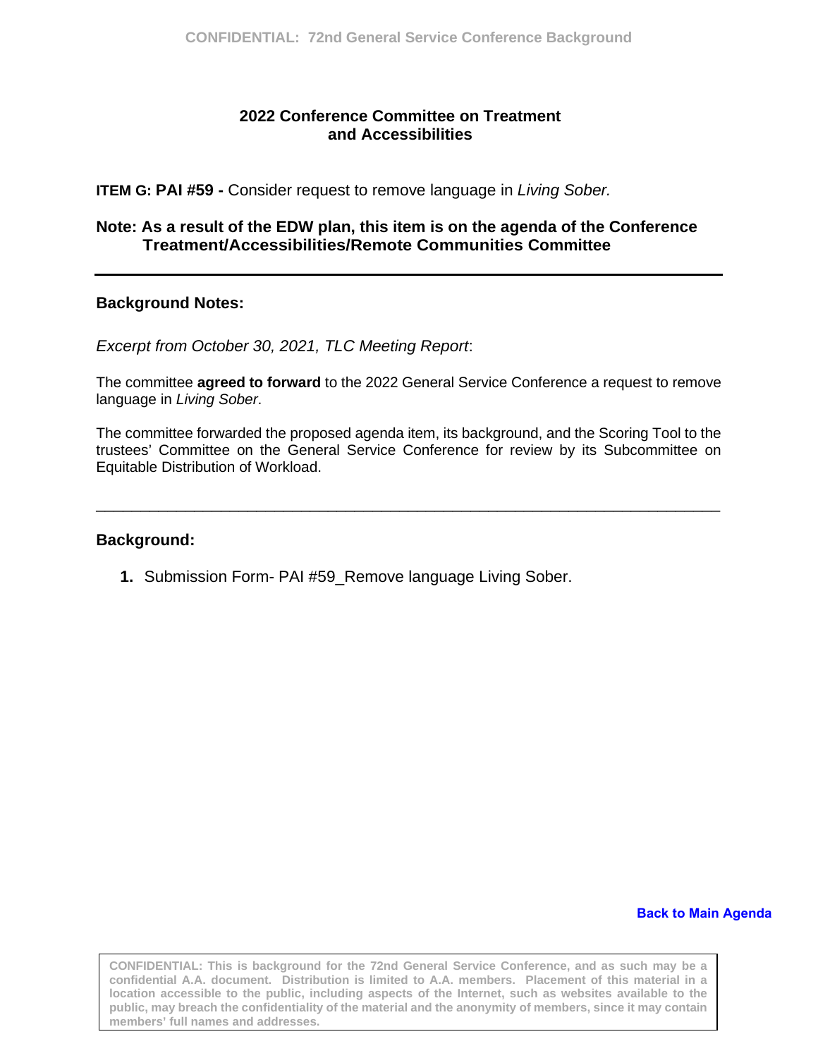## 2022 Conference Committee on Treatment and Accessibilities

**ITEM G: PAI #59 -** Consider request to remove language in *Living Sober.*

**Note: As a result of the EDW plan, this item is on the agenda of the Conference Treatment/Accessibilities/Remote Communities Committee**

---

**Background Notes:**

*Excerpt from October 30, 2021, TLC Meeting Report*:

The committee **agreed to forward** to the 2022 General Service Conference a request to remove language in *Living Sober*.

The committee forwarded the proposed agenda item, its background, and the Scoring Tool to the trustees' Committee on the General Service Conference for review by its Subcommittee on Equitable Distribution of Workload.

---

**Background:**

1. Submission Form- PAI #59_Remove language Living Sober.

**Back to Main Agenda**

**CONFIDENTIAL: This is background for the 72nd General Service Conference, and as such may be a confidential A.A. document. Distribution is limited to A.A. members. Placement of this material in a location accessible to the public, including aspects of the Internet, such as websites available to the public, may breach the confidentiality of the material and the anonymity of members, since it may contain members' full names and addresses.**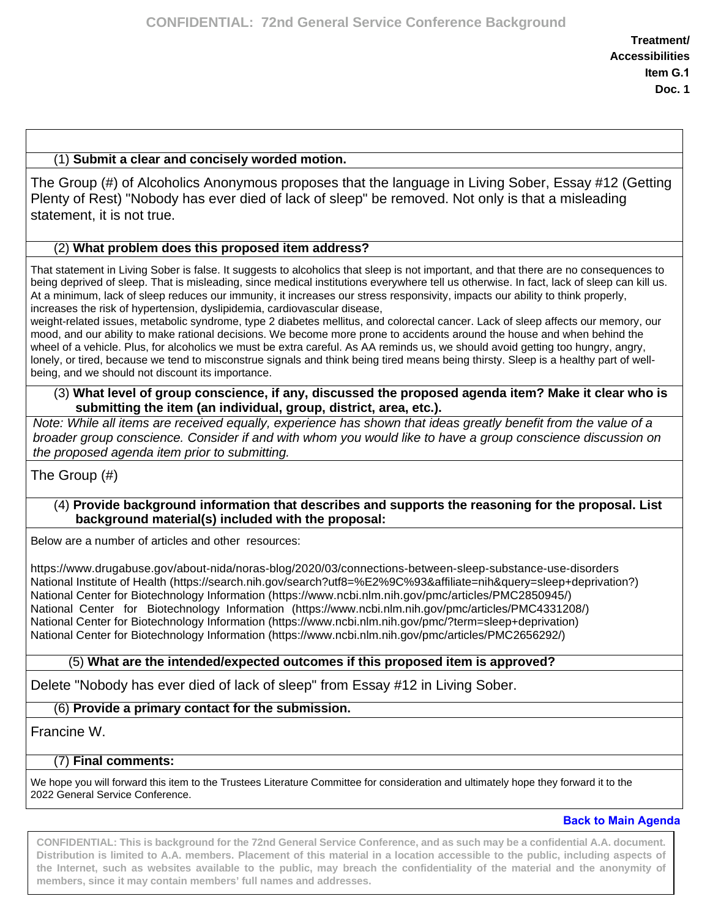**Treatment/**
**Accessibilities**
**Item G.1**
**Doc. 1**

(1) **Submit a clear and concisely worded motion.**

The Group (#) of Alcoholics Anonymous proposes that the language in Living Sober, Essay #12 (Getting Plenty of Rest) "Nobody has ever died of lack of sleep" be removed. Not only is that a misleading statement, it is not true.

(2) **What problem does this proposed item address?**

That statement in Living Sober is false. It suggests to alcoholics that sleep is not important, and that there are no consequences to being deprived of sleep. That is misleading, since medical institutions everywhere tell us otherwise. In fact, lack of sleep can kill us. At a minimum, lack of sleep reduces our immunity, it increases our stress responsivity, impacts our ability to think properly, increases the risk of hypertension, dyslipidemia, cardiovascular disease, weight-related issues, metabolic syndrome, type 2 diabetes mellitus, and colorectal cancer. Lack of sleep affects our memory, our mood, and our ability to make rational decisions. We become more prone to accidents around the house and when behind the wheel of a vehicle. Plus, for alcoholics we must be extra careful. As AA reminds us, we should avoid getting too hungry, angry, lonely, or tired, because we tend to misconstrue signals and think being tired means being thirsty. Sleep is a healthy part of well-being, and we should not discount its importance.

(3) **What level of group conscience, if any, discussed the proposed agenda item? Make it clear who is submitting the item (an individual, group, district, area, etc.).**

*Note: While all items are received equally, experience has shown that ideas greatly benefit from the value of a broader group conscience. Consider if and with whom you would like to have a group conscience discussion on the proposed agenda item prior to submitting.*

The Group (#)

(4) **Provide background information that describes and supports the reasoning for the proposal. List background material(s) included with the proposal:**

Below are a number of articles and other resources:

https://www.drugabuse.gov/about-nida/noras-blog/2020/03/connections-between-sleep-substance-use-disorders
National Institute of Health (https://search.nih.gov/search?utf8=%E2%9C%93&affiliate=nih&query=sleep+deprivation?)
National Center for Biotechnology Information (https://www.ncbi.nlm.nih.gov/pmc/articles/PMC2850945/)
National Center for Biotechnology Information (https://www.ncbi.nlm.nih.gov/pmc/articles/PMC4331208/)
National Center for Biotechnology Information (https://www.ncbi.nlm.nih.gov/pmc/?term=sleep+deprivation)
National Center for Biotechnology Information (https://www.ncbi.nlm.nih.gov/pmc/articles/PMC2656292/)

(5) **What are the intended/expected outcomes if this proposed item is approved?**

Delete "Nobody has ever died of lack of sleep" from Essay #12 in Living Sober.

(6) **Provide a primary contact for the submission.**

Francine W.

(7) **Final comments:**

We hope you will forward this item to the Trustees Literature Committee for consideration and ultimately hope they forward it to the 2022 General Service Conference.

Back to Main Agenda

CONFIDENTIAL: This is background for the 72nd General Service Conference, and as such may be a confidential A.A. document. Distribution is limited to A.A. members. Placement of this material in a location accessible to the public, including aspects of the Internet, such as websites available to the public, may breach the confidentiality of the material and the anonymity of members, since it may contain members' full names and addresses.